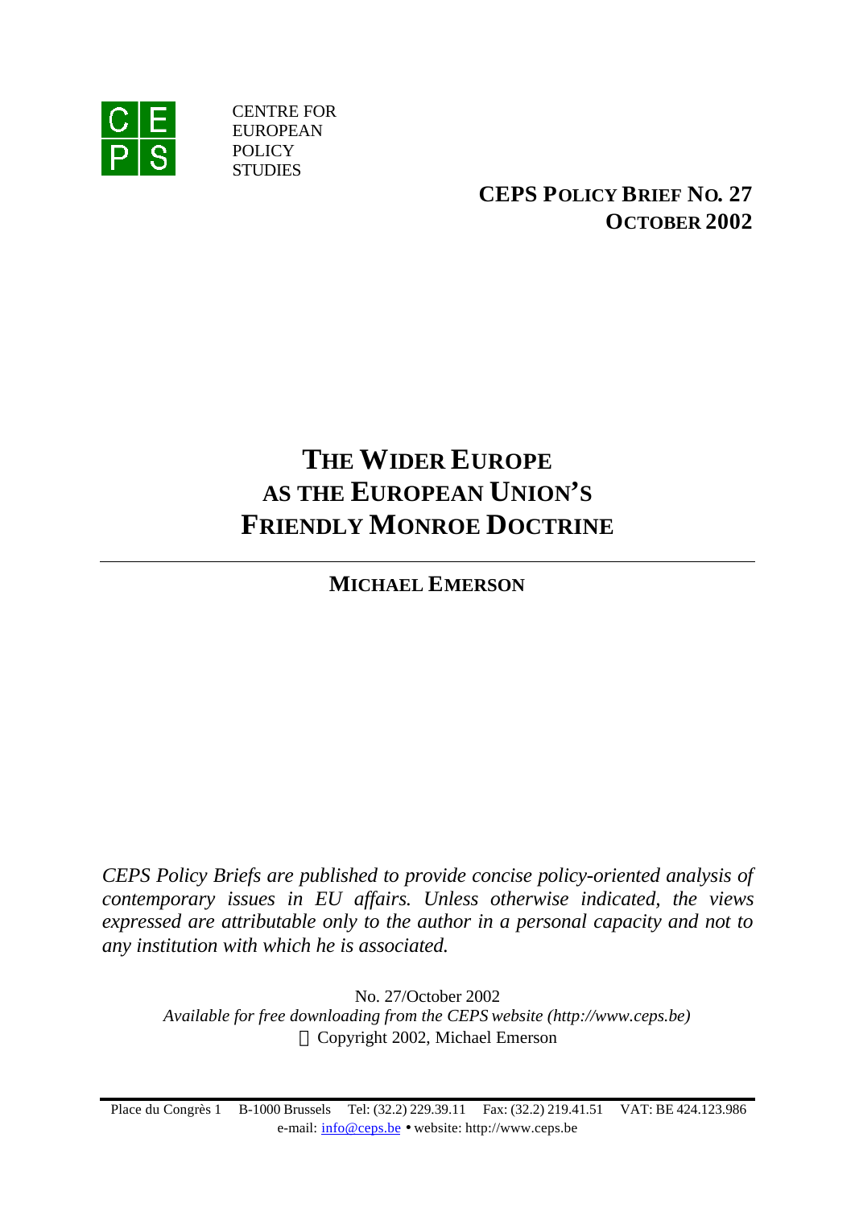CENTRE FOR
EUROPEAN
POLICY
STUDIES

**CEPS POLICY BRIEF NO. 27**
**OCTOBER 2002**

# THE WIDER EUROPE AS THE EUROPEAN UNION'S FRIENDLY MONROE DOCTRINE

**MICHAEL EMERSON**

*CEPS Policy Briefs are published to provide concise policy-oriented analysis of contemporary issues in EU affairs. Unless otherwise indicated, the views expressed are attributable only to the author in a personal capacity and not to any institution with which he is associated.*

No. 27/October 2002
*Available for free downloading from the CEPS website (http://www.ceps.be)*
© Copyright 2002, Michael Emerson

Place du Congrès 1 B-1000 Brussels Tel: (32.2) 229.39.11 Fax: (32.2) 219.41.51 VAT: BE 424.123.986
e-mail: info@ceps.be • website: http://www.ceps.be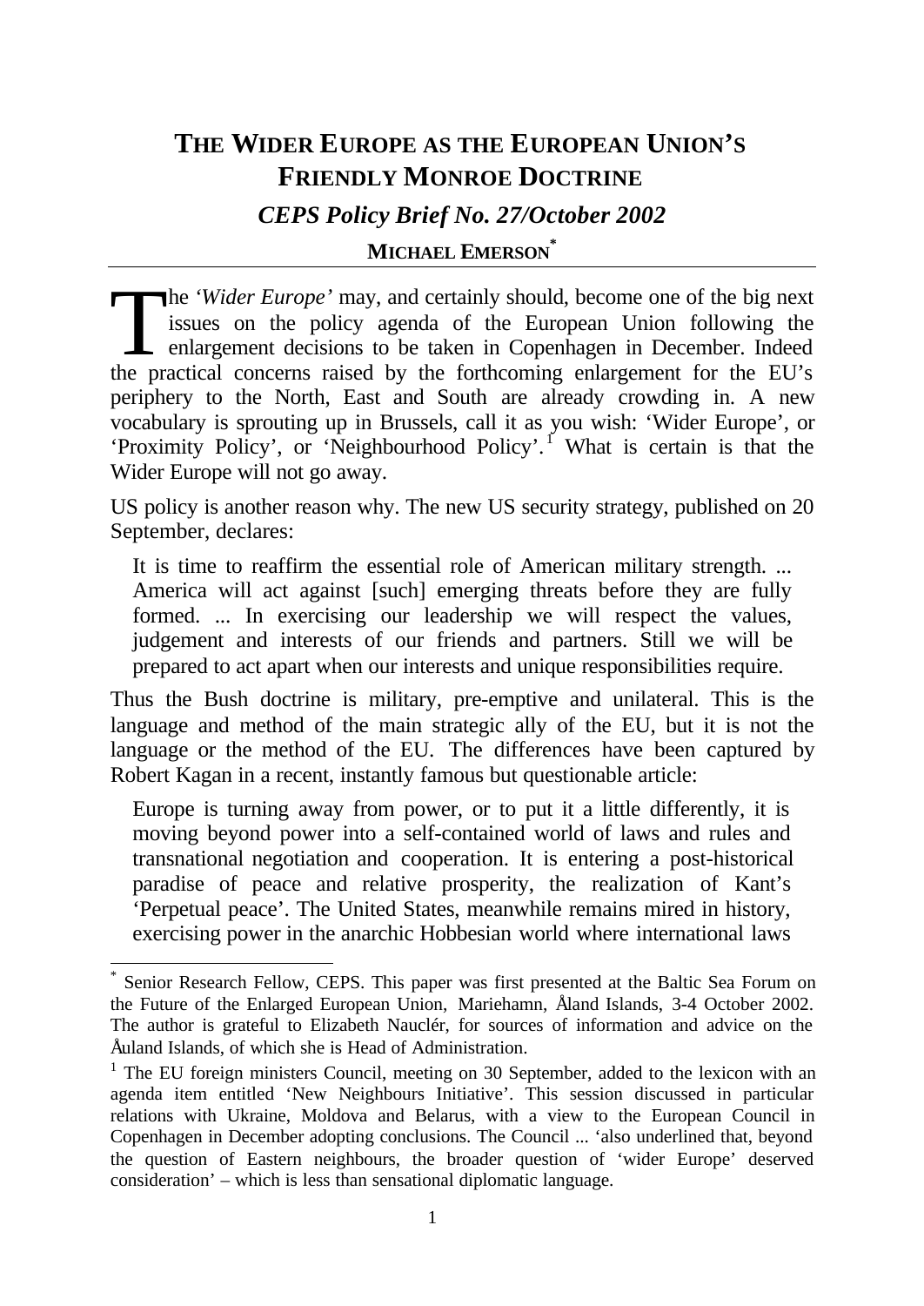# THE WIDER EUROPE AS THE EUROPEAN UNION'S FRIENDLY MONROE DOCTRINE

### *CEPS Policy Brief No. 27/October 2002*

**MICHAEL EMERSON***

The *'Wider Europe'* may, and certainly should, become one of the big next issues on the policy agenda of the European Union following the enlargement decisions to be taken in Copenhagen in December. Indeed the practical concerns raised by the forthcoming enlargement for the EU's periphery to the North, East and South are already crowding in. A new vocabulary is sprouting up in Brussels, call it as you wish: 'Wider Europe', or 'Proximity Policy', or 'Neighbourhood Policy'.[1] What is certain is that the Wider Europe will not go away.

US policy is another reason why. The new US security strategy, published on 20 September, declares:

> It is time to reaffirm the essential role of American military strength. ... America will act against [such] emerging threats before they are fully formed. ... In exercising our leadership we will respect the values, judgement and interests of our friends and partners. Still we will be prepared to act apart when our interests and unique responsibilities require.

Thus the Bush doctrine is military, pre-emptive and unilateral. This is the language and method of the main strategic ally of the EU, but it is not the language or the method of the EU. The differences have been captured by Robert Kagan in a recent, instantly famous but questionable article:

> Europe is turning away from power, or to put it a little differently, it is moving beyond power into a self-contained world of laws and rules and transnational negotiation and cooperation. It is entering a post-historical paradise of peace and relative prosperity, the realization of Kant's 'Perpetual peace'. The United States, meanwhile remains mired in history, exercising power in the anarchic Hobbesian world where international laws

---

\* Senior Research Fellow, CEPS. This paper was first presented at the Baltic Sea Forum on the Future of the Enlarged European Union, Mariehamn, Åland Islands, 3-4 October 2002. The author is grateful to Elizabeth Nauclér, for sources of information and advice on the Åuland Islands, of which she is Head of Administration.

[1] The EU foreign ministers Council, meeting on 30 September, added to the lexicon with an agenda item entitled 'New Neighbours Initiative'. This session discussed in particular relations with Ukraine, Moldova and Belarus, with a view to the European Council in Copenhagen in December adopting conclusions. The Council ... 'also underlined that, beyond the question of Eastern neighbours, the broader question of 'wider Europe' deserved consideration' – which is less than sensational diplomatic language.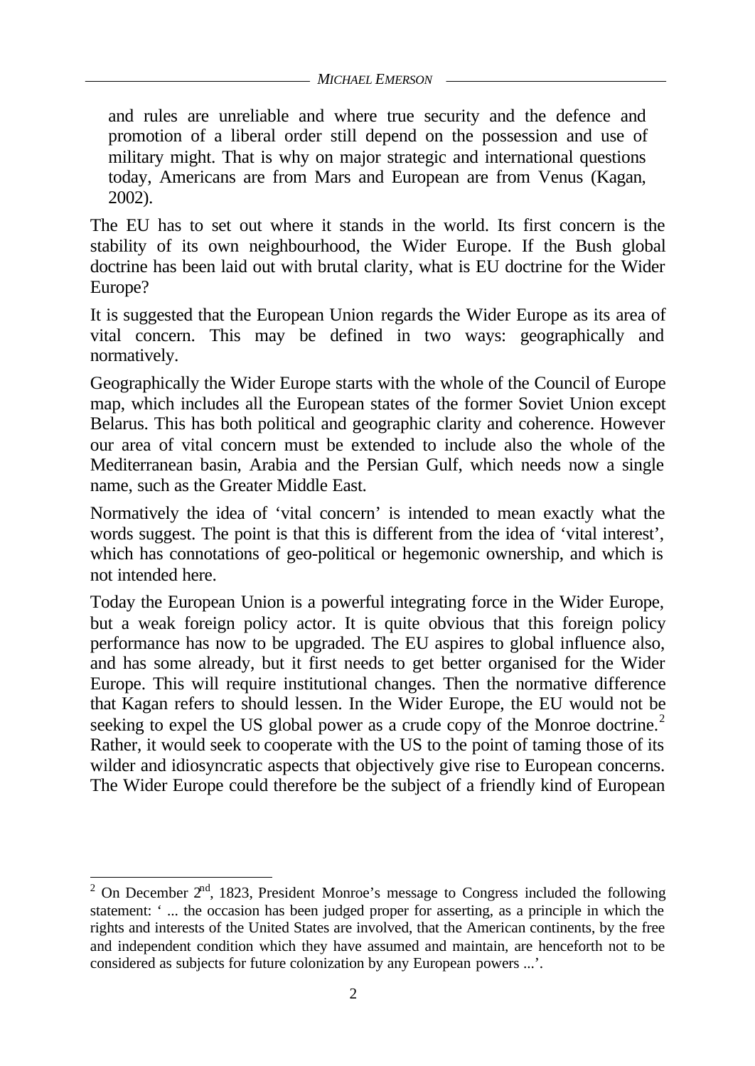> and rules are unreliable and where true security and the defence and promotion of a liberal order still depend on the possession and use of military might. That is why on major strategic and international questions today, Americans are from Mars and European are from Venus (Kagan, 2002).

The EU has to set out where it stands in the world. Its first concern is the stability of its own neighbourhood, the Wider Europe. If the Bush global doctrine has been laid out with brutal clarity, what is EU doctrine for the Wider Europe?

It is suggested that the European Union regards the Wider Europe as its area of vital concern. This may be defined in two ways: geographically and normatively.

Geographically the Wider Europe starts with the whole of the Council of Europe map, which includes all the European states of the former Soviet Union except Belarus. This has both political and geographic clarity and coherence. However our area of vital concern must be extended to include also the whole of the Mediterranean basin, Arabia and the Persian Gulf, which needs now a single name, such as the Greater Middle East.

Normatively the idea of 'vital concern' is intended to mean exactly what the words suggest. The point is that this is different from the idea of 'vital interest', which has connotations of geo-political or hegemonic ownership, and which is not intended here.

Today the European Union is a powerful integrating force in the Wider Europe, but a weak foreign policy actor. It is quite obvious that this foreign policy performance has now to be upgraded. The EU aspires to global influence also, and has some already, but it first needs to get better organised for the Wider Europe. This will require institutional changes. Then the normative difference that Kagan refers to should lessen. In the Wider Europe, the EU would not be seeking to expel the US global power as a crude copy of the Monroe doctrine.[2] Rather, it would seek to cooperate with the US to the point of taming those of its wilder and idiosyncratic aspects that objectively give rise to European concerns. The Wider Europe could therefore be the subject of a friendly kind of European

---

[2] On December 2nd, 1823, President Monroe's message to Congress included the following statement: ' ... the occasion has been judged proper for asserting, as a principle in which the rights and interests of the United States are involved, that the American continents, by the free and independent condition which they have assumed and maintain, are henceforth not to be considered as subjects for future colonization by any European powers ...'.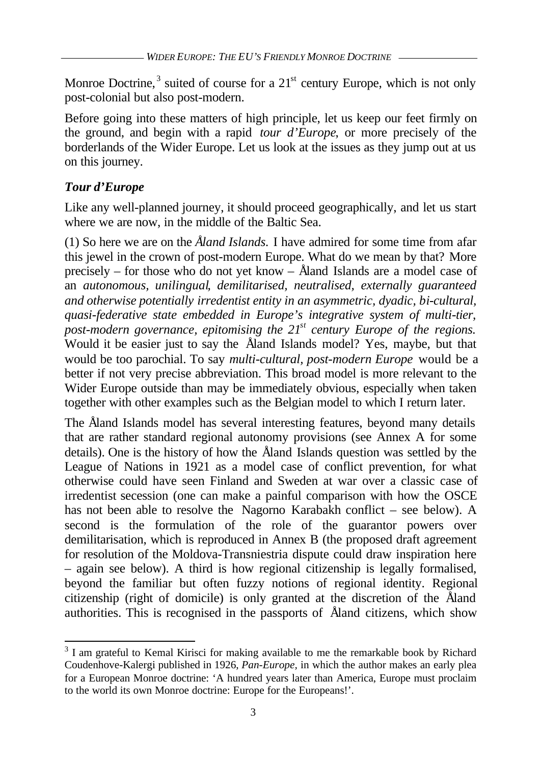Monroe Doctrine,[3] suited of course for a 21st century Europe, which is not only post-colonial but also post-modern.

Before going into these matters of high principle, let us keep our feet firmly on the ground, and begin with a rapid *tour d'Europe*, or more precisely of the borderlands of the Wider Europe. Let us look at the issues as they jump out at us on this journey.

### *Tour d'Europe*

Like any well-planned journey, it should proceed geographically, and let us start where we are now, in the middle of the Baltic Sea.

(1) So here we are on the *Åland Islands.* I have admired for some time from afar this jewel in the crown of post-modern Europe. What do we mean by that? More precisely – for those who do not yet know – Åland Islands are a model case of an *autonomous, unilingual, demilitarised, neutralised, externally guaranteed and otherwise potentially irredentist entity in an asymmetric, dyadic, bi-cultural, quasi-federative state embedded in Europe's integrative system of multi-tier, post-modern governance, epitomising the 21st century Europe of the regions.* Would it be easier just to say the Åland Islands model? Yes, maybe, but that would be too parochial. To say *multi-cultural, post-modern Europe* would be a better if not very precise abbreviation. This broad model is more relevant to the Wider Europe outside than may be immediately obvious, especially when taken together with other examples such as the Belgian model to which I return later.

The Åland Islands model has several interesting features, beyond many details that are rather standard regional autonomy provisions (see Annex A for some details). One is the history of how the Åland Islands question was settled by the League of Nations in 1921 as a model case of conflict prevention, for what otherwise could have seen Finland and Sweden at war over a classic case of irredentist secession (one can make a painful comparison with how the OSCE has not been able to resolve the Nagorno Karabakh conflict – see below). A second is the formulation of the role of the guarantor powers over demilitarisation, which is reproduced in Annex B (the proposed draft agreement for resolution of the Moldova-Transniestria dispute could draw inspiration here – again see below). A third is how regional citizenship is legally formalised, beyond the familiar but often fuzzy notions of regional identity. Regional citizenship (right of domicile) is only granted at the discretion of the Åland authorities. This is recognised in the passports of Åland citizens, which show

[3] I am grateful to Kemal Kirisci for making available to me the remarkable book by Richard Coudenhove-Kalergi published in 1926, *Pan-Europe*, in which the author makes an early plea for a European Monroe doctrine: 'A hundred years later than America, Europe must proclaim to the world its own Monroe doctrine: Europe for the Europeans!'.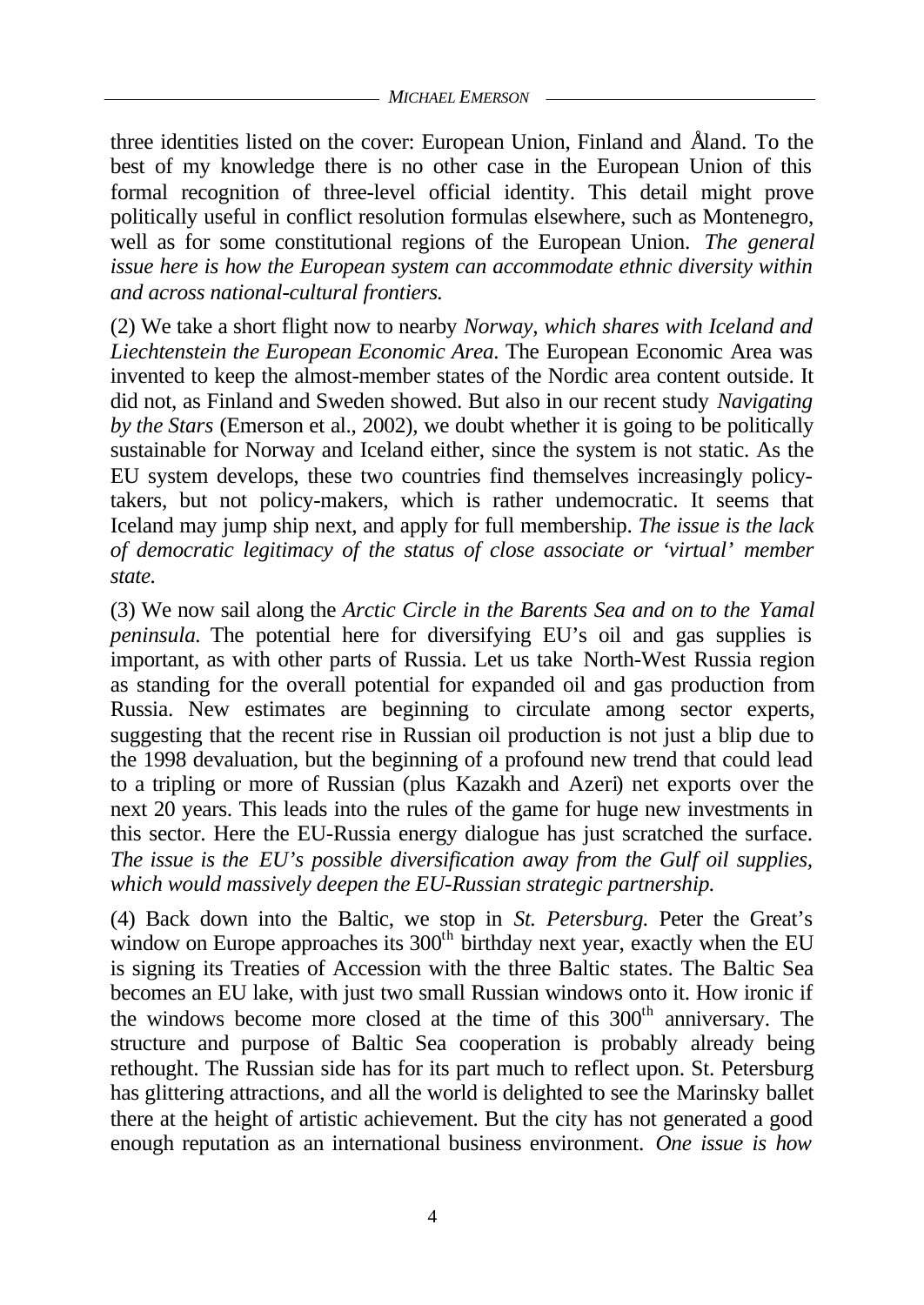three identities listed on the cover: European Union, Finland and Åland. To the best of my knowledge there is no other case in the European Union of this formal recognition of three-level official identity. This detail might prove politically useful in conflict resolution formulas elsewhere, such as Montenegro, well as for some constitutional regions of the European Union. *The general issue here is how the European system can accommodate ethnic diversity within and across national-cultural frontiers.*

(2) We take a short flight now to nearby *Norway, which shares with Iceland and Liechtenstein the European Economic Area*. The European Economic Area was invented to keep the almost-member states of the Nordic area content outside. It did not, as Finland and Sweden showed. But also in our recent study *Navigating by the Stars* (Emerson et al., 2002), we doubt whether it is going to be politically sustainable for Norway and Iceland either, since the system is not static. As the EU system develops, these two countries find themselves increasingly policy-takers, but not policy-makers, which is rather undemocratic. It seems that Iceland may jump ship next, and apply for full membership. *The issue is the lack of democratic legitimacy of the status of close associate or 'virtual' member state.*

(3) We now sail along the *Arctic Circle in the Barents Sea and on to the Yamal peninsula.* The potential here for diversifying EU's oil and gas supplies is important, as with other parts of Russia. Let us take North-West Russia region as standing for the overall potential for expanded oil and gas production from Russia. New estimates are beginning to circulate among sector experts, suggesting that the recent rise in Russian oil production is not just a blip due to the 1998 devaluation, but the beginning of a profound new trend that could lead to a tripling or more of Russian (plus Kazakh and Azeri) net exports over the next 20 years. This leads into the rules of the game for huge new investments in this sector. Here the EU-Russia energy dialogue has just scratched the surface. *The issue is the EU's possible diversification away from the Gulf oil supplies, which would massively deepen the EU-Russian strategic partnership.*

(4) Back down into the Baltic, we stop in *St. Petersburg.* Peter the Great's window on Europe approaches its 300th birthday next year, exactly when the EU is signing its Treaties of Accession with the three Baltic states. The Baltic Sea becomes an EU lake, with just two small Russian windows onto it. How ironic if the windows become more closed at the time of this 300th anniversary. The structure and purpose of Baltic Sea cooperation is probably already being rethought. The Russian side has for its part much to reflect upon. St. Petersburg has glittering attractions, and all the world is delighted to see the Marinsky ballet there at the height of artistic achievement. But the city has not generated a good enough reputation as an international business environment. *One issue is how*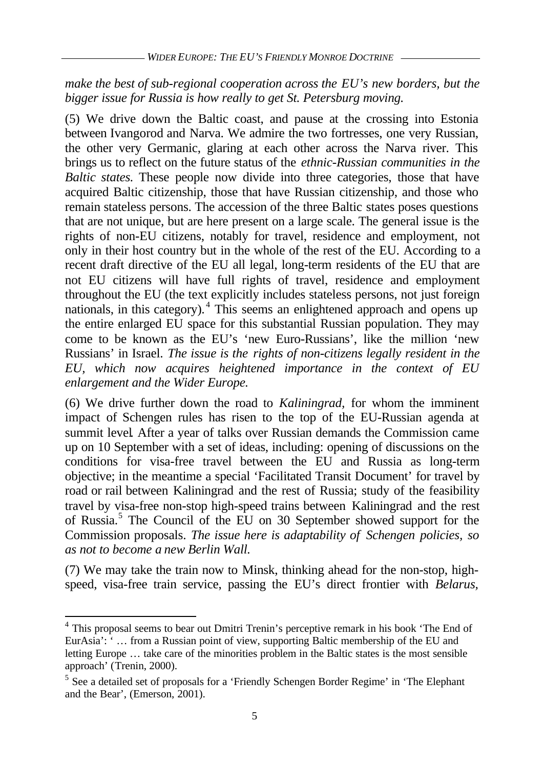*make the best of sub-regional cooperation across the EU's new borders, but the bigger issue for Russia is how really to get St. Petersburg moving.*

(5) We drive down the Baltic coast, and pause at the crossing into Estonia between Ivangorod and Narva. We admire the two fortresses, one very Russian, the other very Germanic, glaring at each other across the Narva river. This brings us to reflect on the future status of the *ethnic-Russian communities in the Baltic states.* These people now divide into three categories, those that have acquired Baltic citizenship, those that have Russian citizenship, and those who remain stateless persons. The accession of the three Baltic states poses questions that are not unique, but are here present on a large scale. The general issue is the rights of non-EU citizens, notably for travel, residence and employment, not only in their host country but in the whole of the rest of the EU. According to a recent draft directive of the EU all legal, long-term residents of the EU that are not EU citizens will have full rights of travel, residence and employment throughout the EU (the text explicitly includes stateless persons, not just foreign nationals, in this category).[4] This seems an enlightened approach and opens up the entire enlarged EU space for this substantial Russian population. They may come to be known as the EU's 'new Euro-Russians', like the million 'new Russians' in Israel. *The issue is the rights of non-citizens legally resident in the EU, which now acquires heightened importance in the context of EU enlargement and the Wider Europe.*

(6) We drive further down the road to *Kaliningrad*, for whom the imminent impact of Schengen rules has risen to the top of the EU-Russian agenda at summit level. After a year of talks over Russian demands the Commission came up on 10 September with a set of ideas, including: opening of discussions on the conditions for visa-free travel between the EU and Russia as long-term objective; in the meantime a special 'Facilitated Transit Document' for travel by road or rail between Kaliningrad and the rest of Russia; study of the feasibility travel by visa-free non-stop high-speed trains between Kaliningrad and the rest of Russia.[5] The Council of the EU on 30 September showed support for the Commission proposals. *The issue here is adaptability of Schengen policies, so as not to become a new Berlin Wall.*

(7) We may take the train now to Minsk, thinking ahead for the non-stop, high-speed, visa-free train service, passing the EU's direct frontier with *Belarus*,

---

[4] This proposal seems to bear out Dmitri Trenin's perceptive remark in his book 'The End of EurAsia': ' … from a Russian point of view, supporting Baltic membership of the EU and letting Europe … take care of the minorities problem in the Baltic states is the most sensible approach' (Trenin, 2000).

[5] See a detailed set of proposals for a 'Friendly Schengen Border Regime' in 'The Elephant and the Bear', (Emerson, 2001).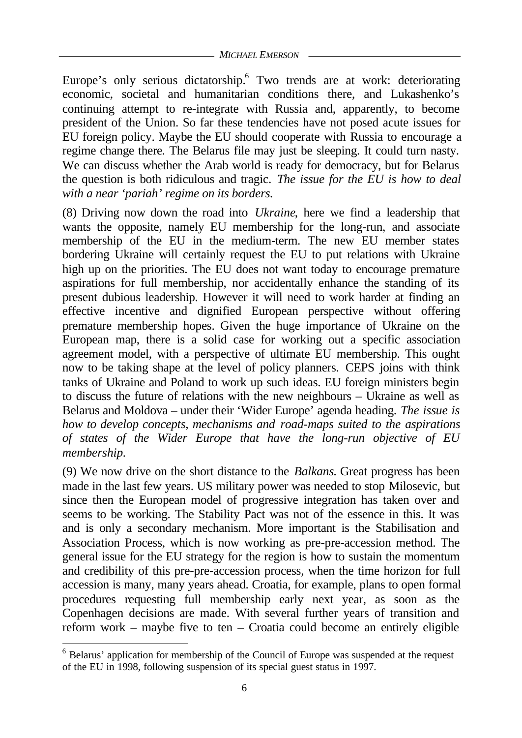Europe's only serious dictatorship.[6] Two trends are at work: deteriorating economic, societal and humanitarian conditions there, and Lukashenko's continuing attempt to re-integrate with Russia and, apparently, to become president of the Union. So far these tendencies have not posed acute issues for EU foreign policy. Maybe the EU should cooperate with Russia to encourage a regime change there. The Belarus file may just be sleeping. It could turn nasty. We can discuss whether the Arab world is ready for democracy, but for Belarus the question is both ridiculous and tragic. *The issue for the EU is how to deal with a near 'pariah' regime on its borders.*

(8) Driving now down the road into *Ukraine*, here we find a leadership that wants the opposite, namely EU membership for the long-run, and associate membership of the EU in the medium-term. The new EU member states bordering Ukraine will certainly request the EU to put relations with Ukraine high up on the priorities. The EU does not want today to encourage premature aspirations for full membership, nor accidentally enhance the standing of its present dubious leadership. However it will need to work harder at finding an effective incentive and dignified European perspective without offering premature membership hopes. Given the huge importance of Ukraine on the European map, there is a solid case for working out a specific association agreement model, with a perspective of ultimate EU membership. This ought now to be taking shape at the level of policy planners. CEPS joins with think tanks of Ukraine and Poland to work up such ideas. EU foreign ministers begin to discuss the future of relations with the new neighbours – Ukraine as well as Belarus and Moldova – under their 'Wider Europe' agenda heading. *The issue is how to develop concepts, mechanisms and road-maps suited to the aspirations of states of the Wider Europe that have the long-run objective of EU membership.*

(9) We now drive on the short distance to the *Balkans*. Great progress has been made in the last few years. US military power was needed to stop Milosevic, but since then the European model of progressive integration has taken over and seems to be working. The Stability Pact was not of the essence in this. It was and is only a secondary mechanism. More important is the Stabilisation and Association Process, which is now working as pre-pre-accession method. The general issue for the EU strategy for the region is how to sustain the momentum and credibility of this pre-pre-accession process, when the time horizon for full accession is many, many years ahead. Croatia, for example, plans to open formal procedures requesting full membership early next year, as soon as the Copenhagen decisions are made. With several further years of transition and reform work – maybe five to ten – Croatia could become an entirely eligible

[6] Belarus' application for membership of the Council of Europe was suspended at the request of the EU in 1998, following suspension of its special guest status in 1997.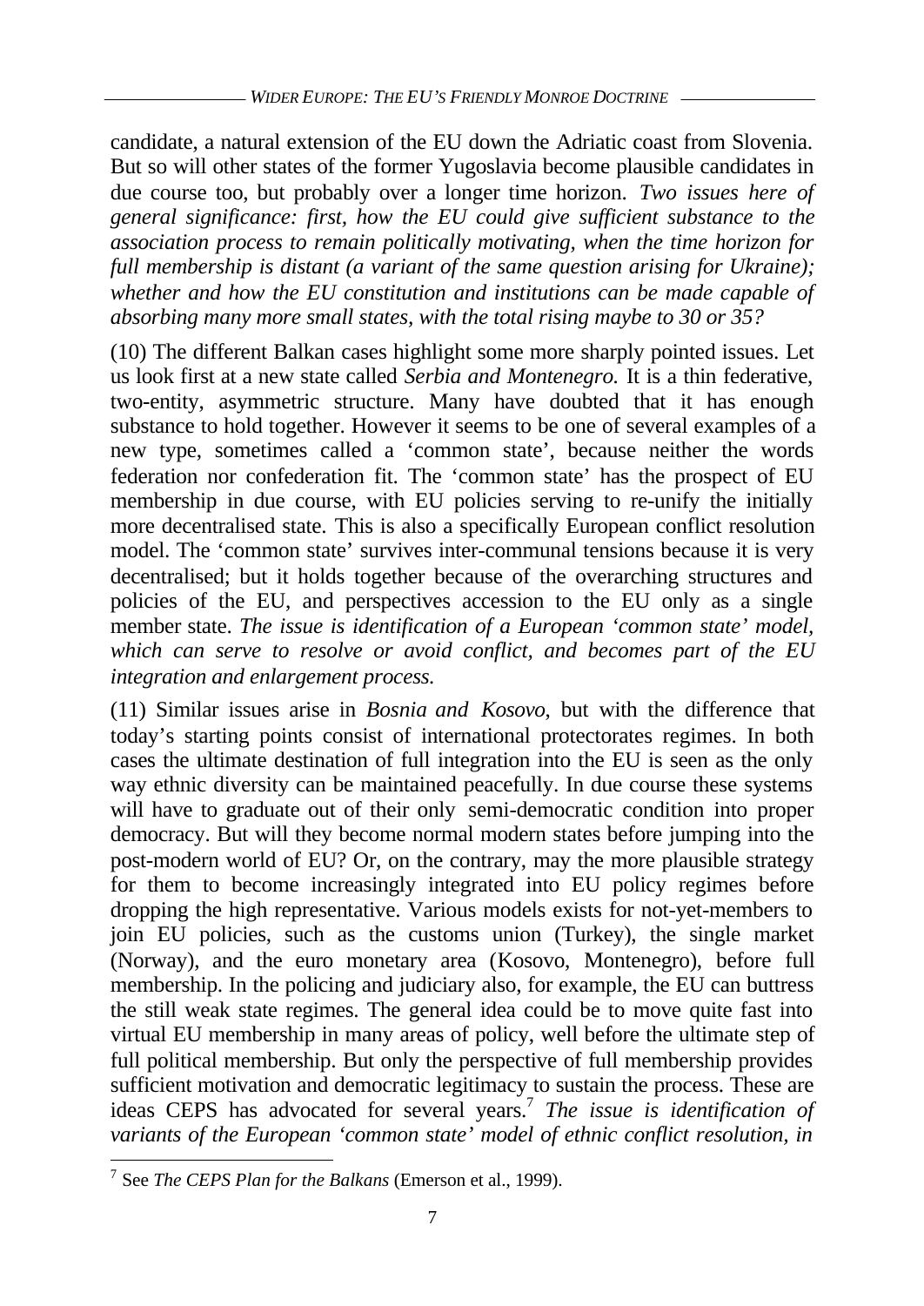candidate, a natural extension of the EU down the Adriatic coast from Slovenia. But so will other states of the former Yugoslavia become plausible candidates in due course too, but probably over a longer time horizon. *Two issues here of general significance: first, how the EU could give sufficient substance to the association process to remain politically motivating, when the time horizon for full membership is distant (a variant of the same question arising for Ukraine); whether and how the EU constitution and institutions can be made capable of absorbing many more small states, with the total rising maybe to 30 or 35?*

(10) The different Balkan cases highlight some more sharply pointed issues. Let us look first at a new state called *Serbia and Montenegro.* It is a thin federative, two-entity, asymmetric structure. Many have doubted that it has enough substance to hold together. However it seems to be one of several examples of a new type, sometimes called a 'common state', because neither the words federation nor confederation fit. The 'common state' has the prospect of EU membership in due course, with EU policies serving to re-unify the initially more decentralised state. This is also a specifically European conflict resolution model. The 'common state' survives inter-communal tensions because it is very decentralised; but it holds together because of the overarching structures and policies of the EU, and perspectives accession to the EU only as a single member state. *The issue is identification of a European 'common state' model, which can serve to resolve or avoid conflict, and becomes part of the EU integration and enlargement process.*

(11) Similar issues arise in *Bosnia and Kosovo*, but with the difference that today's starting points consist of international protectorates regimes. In both cases the ultimate destination of full integration into the EU is seen as the only way ethnic diversity can be maintained peacefully. In due course these systems will have to graduate out of their only semi-democratic condition into proper democracy. But will they become normal modern states before jumping into the post-modern world of EU? Or, on the contrary, may the more plausible strategy for them to become increasingly integrated into EU policy regimes before dropping the high representative. Various models exists for not-yet-members to join EU policies, such as the customs union (Turkey), the single market (Norway), and the euro monetary area (Kosovo, Montenegro), before full membership. In the policing and judiciary also, for example, the EU can buttress the still weak state regimes. The general idea could be to move quite fast into virtual EU membership in many areas of policy, well before the ultimate step of full political membership. But only the perspective of full membership provides sufficient motivation and democratic legitimacy to sustain the process. These are ideas CEPS has advocated for several years.[7] *The issue is identification of variants of the European 'common state' model of ethnic conflict resolution, in*

[7] See *The CEPS Plan for the Balkans* (Emerson et al., 1999).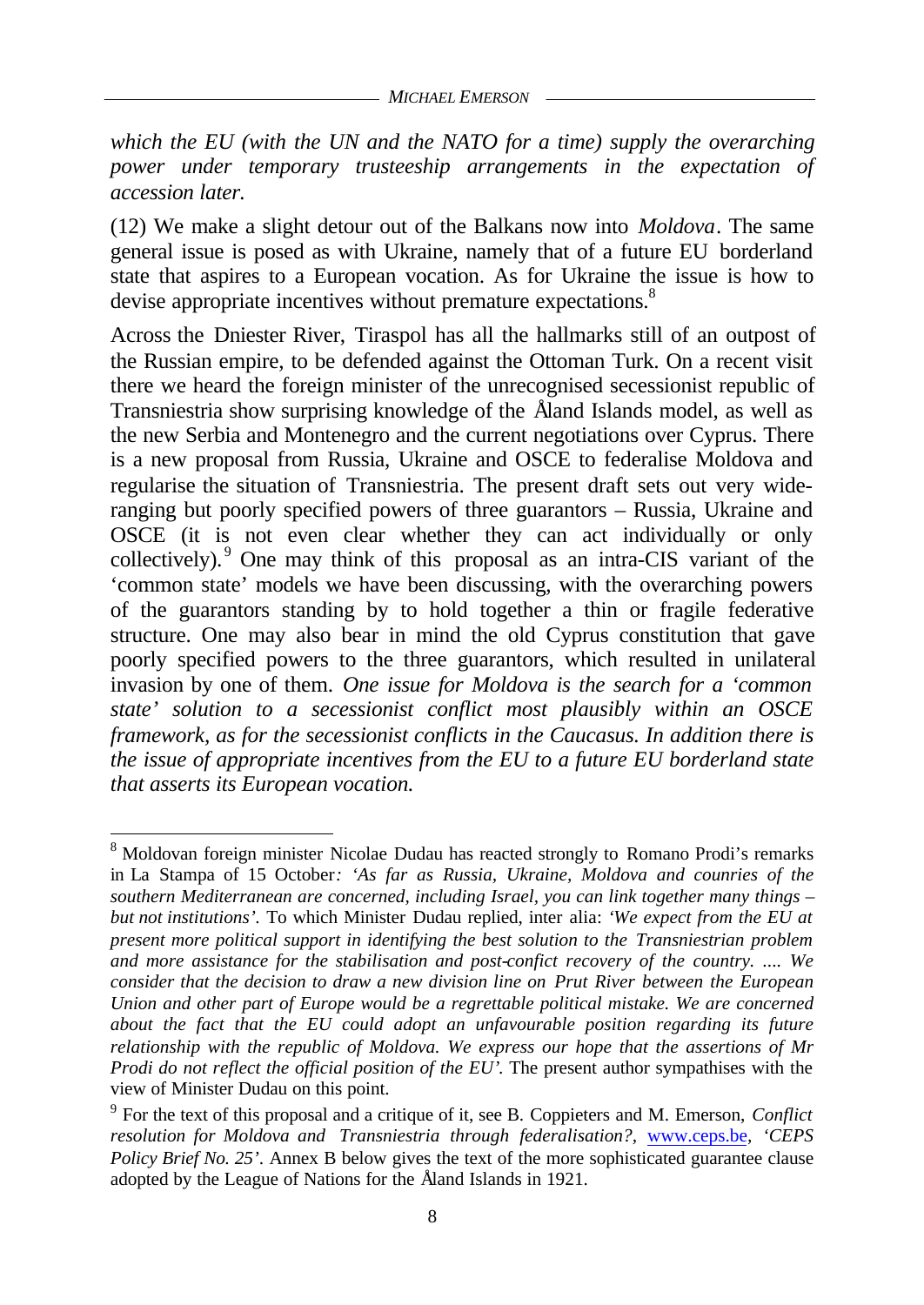*which the EU (with the UN and the NATO for a time) supply the overarching power under temporary trusteeship arrangements in the expectation of accession later.*

(12) We make a slight detour out of the Balkans now into *Moldova*. The same general issue is posed as with Ukraine, namely that of a future EU borderland state that aspires to a European vocation. As for Ukraine the issue is how to devise appropriate incentives without premature expectations.[8]

Across the Dniester River, Tiraspol has all the hallmarks still of an outpost of the Russian empire, to be defended against the Ottoman Turk. On a recent visit there we heard the foreign minister of the unrecognised secessionist republic of Transniestria show surprising knowledge of the Åland Islands model, as well as the new Serbia and Montenegro and the current negotiations over Cyprus. There is a new proposal from Russia, Ukraine and OSCE to federalise Moldova and regularise the situation of Transniestria. The present draft sets out very wide-ranging but poorly specified powers of three guarantors – Russia, Ukraine and OSCE (it is not even clear whether they can act individually or only collectively).[9] One may think of this proposal as an intra-CIS variant of the 'common state' models we have been discussing, with the overarching powers of the guarantors standing by to hold together a thin or fragile federative structure. One may also bear in mind the old Cyprus constitution that gave poorly specified powers to the three guarantors, which resulted in unilateral invasion by one of them. *One issue for Moldova is the search for a 'common state' solution to a secessionist conflict most plausibly within an OSCE framework, as for the secessionist conflicts in the Caucasus. In addition there is the issue of appropriate incentives from the EU to a future EU borderland state that asserts its European vocation.*

---

[8] Moldovan foreign minister Nicolae Dudau has reacted strongly to Romano Prodi's remarks in La Stampa of 15 October*: 'As far as Russia, Ukraine, Moldova and counries of the southern Mediterranean are concerned, including Israel, you can link together many things – but not institutions'.* To which Minister Dudau replied, inter alia: *'We expect from the EU at present more political support in identifying the best solution to the Transniestrian problem and more assistance for the stabilisation and post-conflict recovery of the country. .... We consider that the decision to draw a new division line on Prut River between the European Union and other part of Europe would be a regrettable political mistake. We are concerned about the fact that the EU could adopt an unfavourable position regarding its future relationship with the republic of Moldova. We express our hope that the assertions of Mr Prodi do not reflect the official position of the EU'.* The present author sympathises with the view of Minister Dudau on this point.

[9] For the text of this proposal and a critique of it, see B. Coppieters and M. Emerson, *Conflict resolution for Moldova and Transniestria through federalisation?*, www.ceps.be, *'CEPS Policy Brief No. 25'*. Annex B below gives the text of the more sophisticated guarantee clause adopted by the League of Nations for the Åland Islands in 1921.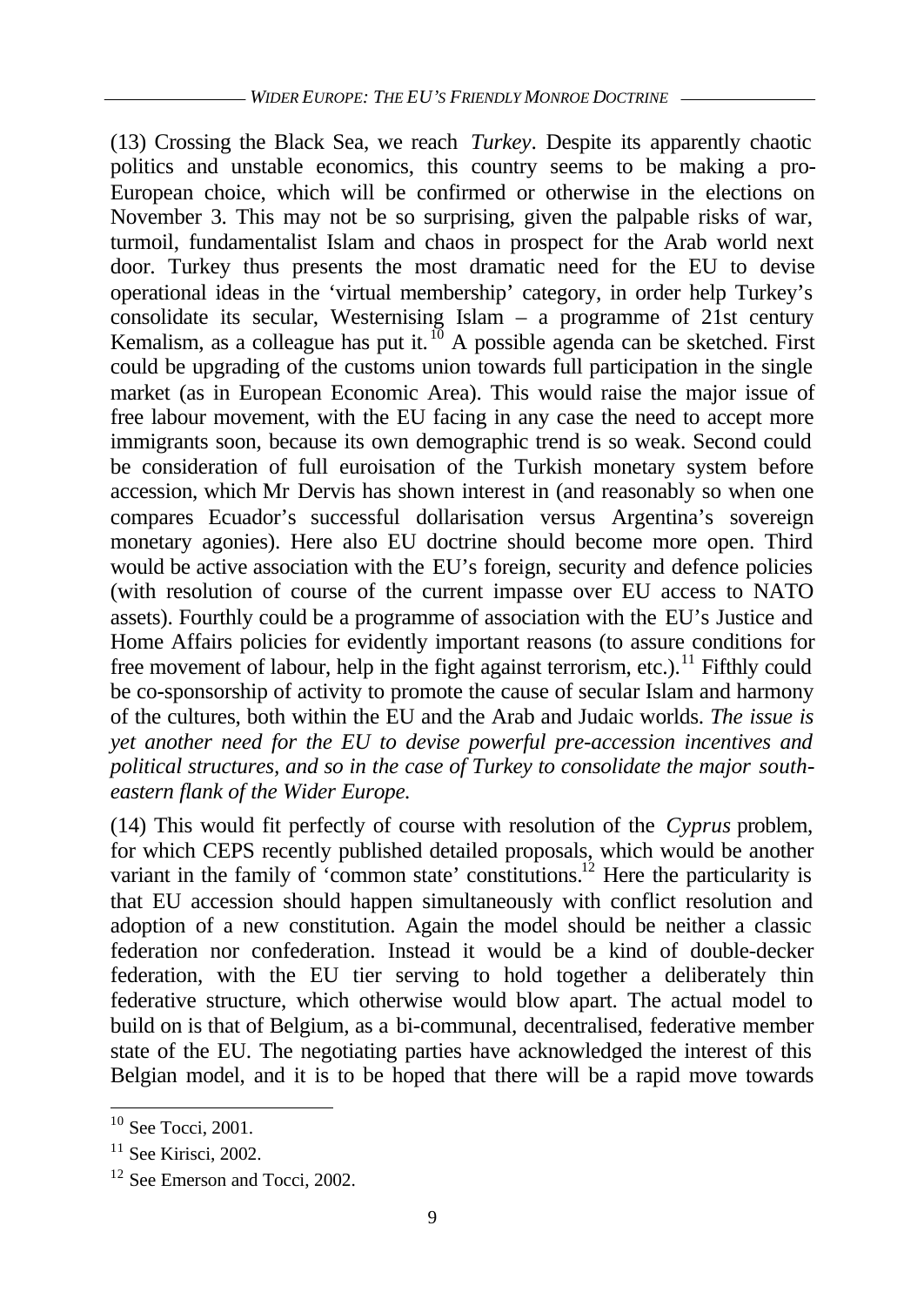(13) Crossing the Black Sea, we reach *Turkey*. Despite its apparently chaotic politics and unstable economics, this country seems to be making a pro-European choice, which will be confirmed or otherwise in the elections on November 3. This may not be so surprising, given the palpable risks of war, turmoil, fundamentalist Islam and chaos in prospect for the Arab world next door. Turkey thus presents the most dramatic need for the EU to devise operational ideas in the 'virtual membership' category, in order help Turkey's consolidate its secular, Westernising Islam – a programme of 21st century Kemalism, as a colleague has put it.[10] A possible agenda can be sketched. First could be upgrading of the customs union towards full participation in the single market (as in European Economic Area). This would raise the major issue of free labour movement, with the EU facing in any case the need to accept more immigrants soon, because its own demographic trend is so weak. Second could be consideration of full euroisation of the Turkish monetary system before accession, which Mr Dervis has shown interest in (and reasonably so when one compares Ecuador's successful dollarisation versus Argentina's sovereign monetary agonies). Here also EU doctrine should become more open. Third would be active association with the EU's foreign, security and defence policies (with resolution of course of the current impasse over EU access to NATO assets). Fourthly could be a programme of association with the EU's Justice and Home Affairs policies for evidently important reasons (to assure conditions for free movement of labour, help in the fight against terrorism, etc.).[11] Fifthly could be co-sponsorship of activity to promote the cause of secular Islam and harmony of the cultures, both within the EU and the Arab and Judaic worlds. *The issue is yet another need for the EU to devise powerful pre-accession incentives and political structures, and so in the case of Turkey to consolidate the major south-eastern flank of the Wider Europe.*

(14) This would fit perfectly of course with resolution of the *Cyprus* problem, for which CEPS recently published detailed proposals, which would be another variant in the family of 'common state' constitutions.[12] Here the particularity is that EU accession should happen simultaneously with conflict resolution and adoption of a new constitution. Again the model should be neither a classic federation nor confederation. Instead it would be a kind of double-decker federation, with the EU tier serving to hold together a deliberately thin federative structure, which otherwise would blow apart. The actual model to build on is that of Belgium, as a bi-communal, decentralised, federative member state of the EU. The negotiating parties have acknowledged the interest of this Belgian model, and it is to be hoped that there will be a rapid move towards

[10] See Tocci, 2001.

[11] See Kirisci, 2002.

[12] See Emerson and Tocci, 2002.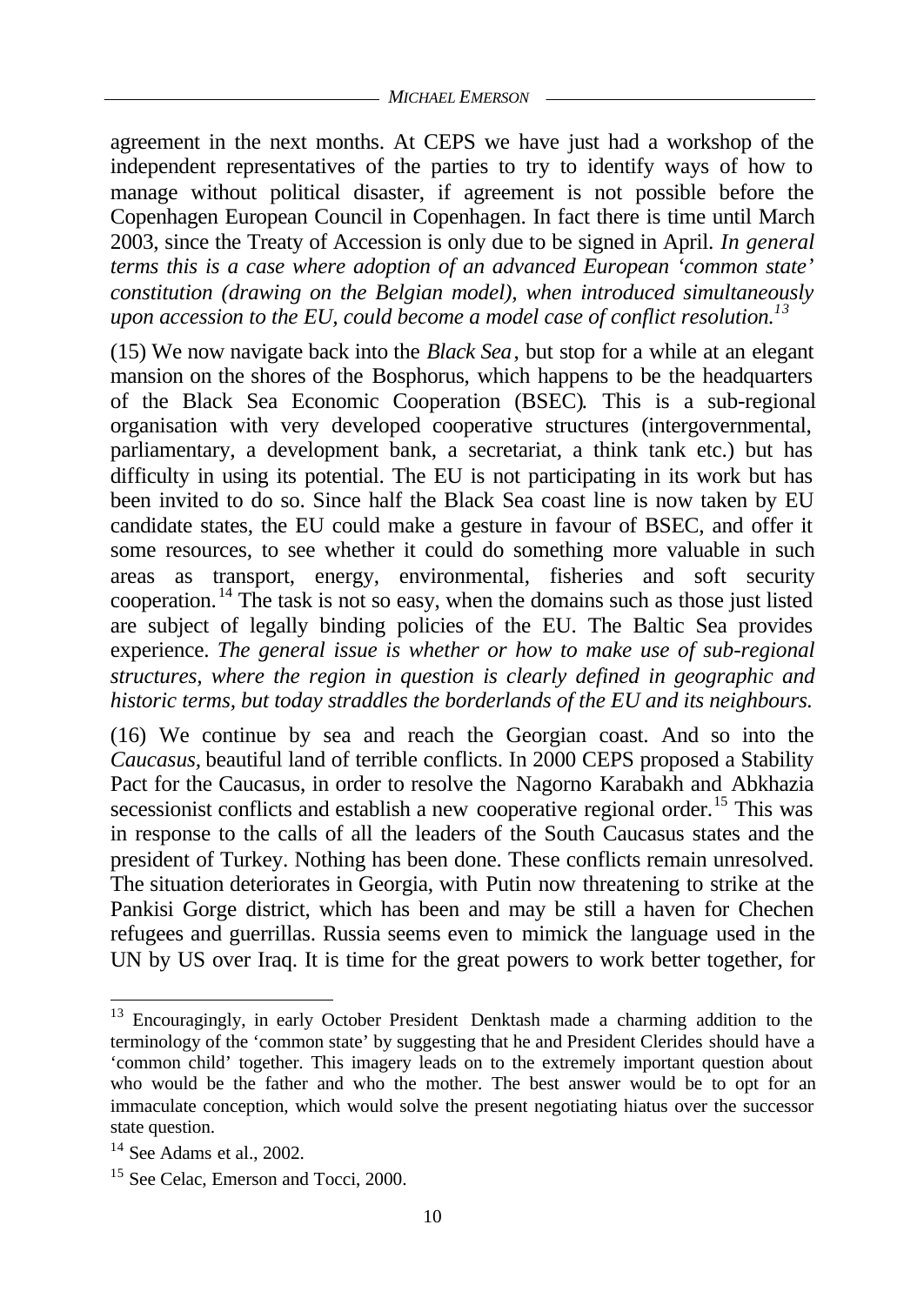agreement in the next months. At CEPS we have just had a workshop of the independent representatives of the parties to try to identify ways of how to manage without political disaster, if agreement is not possible before the Copenhagen European Council in Copenhagen. In fact there is time until March 2003, since the Treaty of Accession is only due to be signed in April. *In general terms this is a case where adoption of an advanced European 'common state' constitution (drawing on the Belgian model), when introduced simultaneously upon accession to the EU, could become a model case of conflict resolution.*[13]

(15) We now navigate back into the *Black Sea*, but stop for a while at an elegant mansion on the shores of the Bosphorus, which happens to be the headquarters of the Black Sea Economic Cooperation (BSEC). This is a sub-regional organisation with very developed cooperative structures (intergovernmental, parliamentary, a development bank, a secretariat, a think tank etc.) but has difficulty in using its potential. The EU is not participating in its work but has been invited to do so. Since half the Black Sea coast line is now taken by EU candidate states, the EU could make a gesture in favour of BSEC, and offer it some resources, to see whether it could do something more valuable in such areas as transport, energy, environmental, fisheries and soft security cooperation.[14] The task is not so easy, when the domains such as those just listed are subject of legally binding policies of the EU. The Baltic Sea provides experience. *The general issue is whether or how to make use of sub-regional structures, where the region in question is clearly defined in geographic and historic terms, but today straddles the borderlands of the EU and its neighbours.*

(16) We continue by sea and reach the Georgian coast. And so into the *Caucasus*, beautiful land of terrible conflicts. In 2000 CEPS proposed a Stability Pact for the Caucasus, in order to resolve the Nagorno Karabakh and Abkhazia secessionist conflicts and establish a new cooperative regional order.[15] This was in response to the calls of all the leaders of the South Caucasus states and the president of Turkey. Nothing has been done. These conflicts remain unresolved. The situation deteriorates in Georgia, with Putin now threatening to strike at the Pankisi Gorge district, which has been and may be still a haven for Chechen refugees and guerrillas. Russia seems even to mimick the language used in the UN by US over Iraq. It is time for the great powers to work better together, for

---

[13] Encouragingly, in early October President Denktash made a charming addition to the terminology of the 'common state' by suggesting that he and President Clerides should have a 'common child' together. This imagery leads on to the extremely important question about who would be the father and who the mother. The best answer would be to opt for an immaculate conception, which would solve the present negotiating hiatus over the successor state question.

[14] See Adams et al., 2002.

[15] See Celac, Emerson and Tocci, 2000.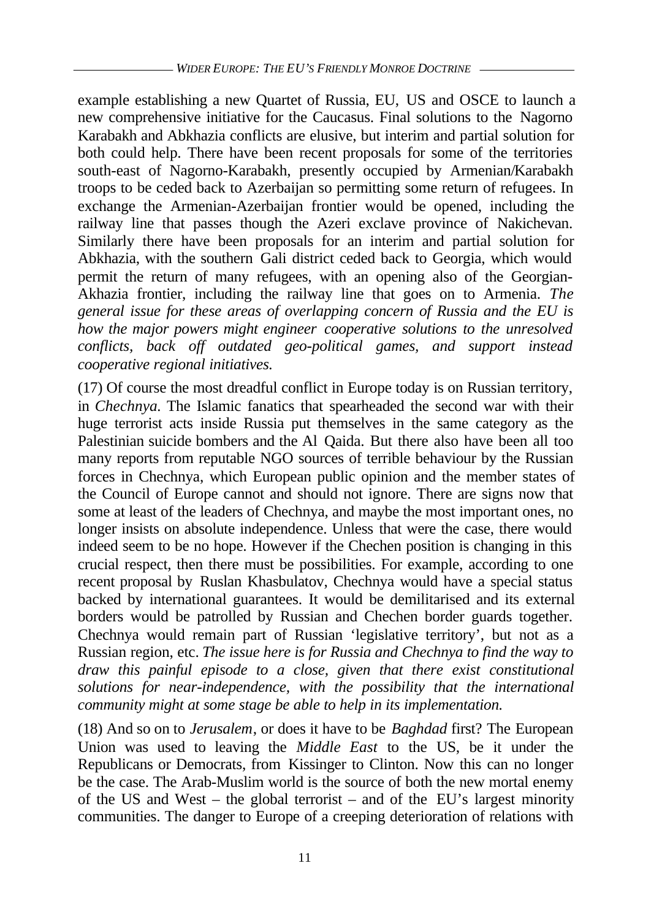example establishing a new Quartet of Russia, EU, US and OSCE to launch a new comprehensive initiative for the Caucasus. Final solutions to the Nagorno Karabakh and Abkhazia conflicts are elusive, but interim and partial solution for both could help. There have been recent proposals for some of the territories south-east of Nagorno-Karabakh, presently occupied by Armenian/Karabakh troops to be ceded back to Azerbaijan so permitting some return of refugees. In exchange the Armenian-Azerbaijan frontier would be opened, including the railway line that passes though the Azeri exclave province of Nakichevan. Similarly there have been proposals for an interim and partial solution for Abkhazia, with the southern Gali district ceded back to Georgia, which would permit the return of many refugees, with an opening also of the Georgian-Akhazia frontier, including the railway line that goes on to Armenia. *The general issue for these areas of overlapping concern of Russia and the EU is how the major powers might engineer cooperative solutions to the unresolved conflicts, back off outdated geo-political games, and support instead cooperative regional initiatives.*

(17) Of course the most dreadful conflict in Europe today is on Russian territory, in *Chechnya*. The Islamic fanatics that spearheaded the second war with their huge terrorist acts inside Russia put themselves in the same category as the Palestinian suicide bombers and the Al Qaida. But there also have been all too many reports from reputable NGO sources of terrible behaviour by the Russian forces in Chechnya, which European public opinion and the member states of the Council of Europe cannot and should not ignore. There are signs now that some at least of the leaders of Chechnya, and maybe the most important ones, no longer insists on absolute independence. Unless that were the case, there would indeed seem to be no hope. However if the Chechen position is changing in this crucial respect, then there must be possibilities. For example, according to one recent proposal by Ruslan Khasbulatov, Chechnya would have a special status backed by international guarantees. It would be demilitarised and its external borders would be patrolled by Russian and Chechen border guards together. Chechnya would remain part of Russian 'legislative territory', but not as a Russian region, etc. *The issue here is for Russia and Chechnya to find the way to draw this painful episode to a close, given that there exist constitutional solutions for near-independence, with the possibility that the international community might at some stage be able to help in its implementation.*

(18) And so on to *Jerusalem*, or does it have to be *Baghdad* first? The European Union was used to leaving the *Middle East* to the US, be it under the Republicans or Democrats, from Kissinger to Clinton. Now this can no longer be the case. The Arab-Muslim world is the source of both the new mortal enemy of the US and West – the global terrorist – and of the EU's largest minority communities. The danger to Europe of a creeping deterioration of relations with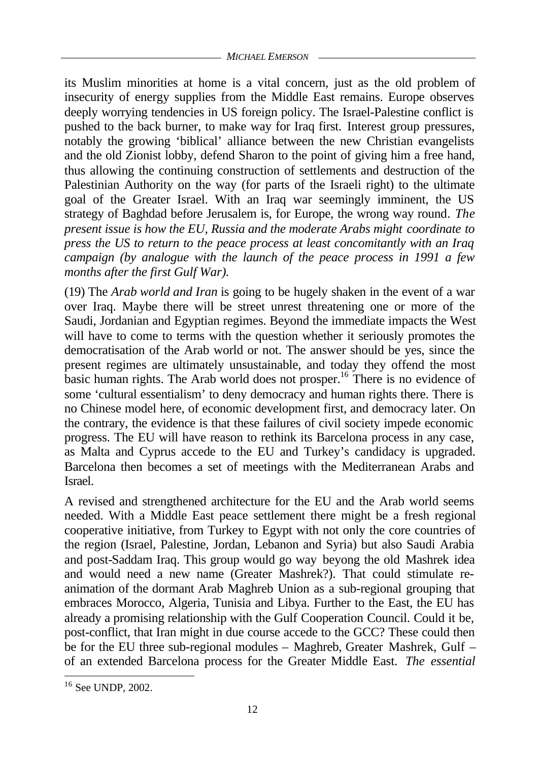its Muslim minorities at home is a vital concern, just as the old problem of insecurity of energy supplies from the Middle East remains. Europe observes deeply worrying tendencies in US foreign policy. The Israel-Palestine conflict is pushed to the back burner, to make way for Iraq first. Interest group pressures, notably the growing 'biblical' alliance between the new Christian evangelists and the old Zionist lobby, defend Sharon to the point of giving him a free hand, thus allowing the continuing construction of settlements and destruction of the Palestinian Authority on the way (for parts of the Israeli right) to the ultimate goal of the Greater Israel. With an Iraq war seemingly imminent, the US strategy of Baghdad before Jerusalem is, for Europe, the wrong way round. *The present issue is how the EU, Russia and the moderate Arabs might coordinate to press the US to return to the peace process at least concomitantly with an Iraq campaign (by analogue with the launch of the peace process in 1991 a few months after the first Gulf War).*

(19) The *Arab world and Iran* is going to be hugely shaken in the event of a war over Iraq. Maybe there will be street unrest threatening one or more of the Saudi, Jordanian and Egyptian regimes. Beyond the immediate impacts the West will have to come to terms with the question whether it seriously promotes the democratisation of the Arab world or not. The answer should be yes, since the present regimes are ultimately unsustainable, and today they offend the most basic human rights. The Arab world does not prosper.[16] There is no evidence of some 'cultural essentialism' to deny democracy and human rights there. There is no Chinese model here, of economic development first, and democracy later. On the contrary, the evidence is that these failures of civil society impede economic progress. The EU will have reason to rethink its Barcelona process in any case, as Malta and Cyprus accede to the EU and Turkey's candidacy is upgraded. Barcelona then becomes a set of meetings with the Mediterranean Arabs and Israel.

A revised and strengthened architecture for the EU and the Arab world seems needed. With a Middle East peace settlement there might be a fresh regional cooperative initiative, from Turkey to Egypt with not only the core countries of the region (Israel, Palestine, Jordan, Lebanon and Syria) but also Saudi Arabia and post-Saddam Iraq. This group would go way beyong the old Mashrek idea and would need a new name (Greater Mashrek?). That could stimulate re-animation of the dormant Arab Maghreb Union as a sub-regional grouping that embraces Morocco, Algeria, Tunisia and Libya. Further to the East, the EU has already a promising relationship with the Gulf Cooperation Council. Could it be, post-conflict, that Iran might in due course accede to the GCC? These could then be for the EU three sub-regional modules – Maghreb, Greater Mashrek, Gulf – of an extended Barcelona process for the Greater Middle East. *The essential*

[16] See UNDP, 2002.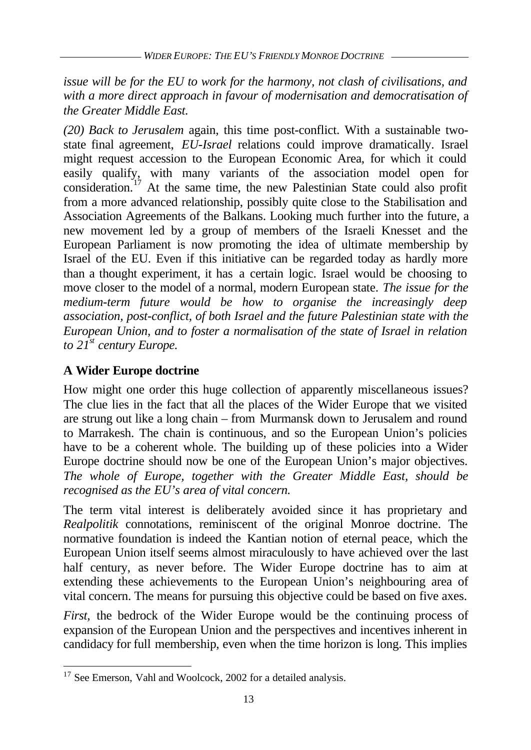*issue will be for the EU to work for the harmony, not clash of civilisations, and with a more direct approach in favour of modernisation and democratisation of the Greater Middle East.*

*(20) Back to Jerusalem* again, this time post-conflict. With a sustainable two-state final agreement, *EU-Israel* relations could improve dramatically. Israel might request accession to the European Economic Area, for which it could easily qualify, with many variants of the association model open for consideration.[17] At the same time, the new Palestinian State could also profit from a more advanced relationship, possibly quite close to the Stabilisation and Association Agreements of the Balkans. Looking much further into the future, a new movement led by a group of members of the Israeli Knesset and the European Parliament is now promoting the idea of ultimate membership by Israel of the EU. Even if this initiative can be regarded today as hardly more than a thought experiment, it has a certain logic. Israel would be choosing to move closer to the model of a normal, modern European state. *The issue for the medium-term future would be how to organise the increasingly deep association, post-conflict, of both Israel and the future Palestinian state with the European Union, and to foster a normalisation of the state of Israel in relation to 21st century Europe.*

## A Wider Europe doctrine

How might one order this huge collection of apparently miscellaneous issues? The clue lies in the fact that all the places of the Wider Europe that we visited are strung out like a long chain – from Murmansk down to Jerusalem and round to Marrakesh. The chain is continuous, and so the European Union's policies have to be a coherent whole. The building up of these policies into a Wider Europe doctrine should now be one of the European Union's major objectives. *The whole of Europe, together with the Greater Middle East, should be recognised as the EU's area of vital concern.*

The term vital interest is deliberately avoided since it has proprietary and *Realpolitik* connotations, reminiscent of the original Monroe doctrine. The normative foundation is indeed the Kantian notion of eternal peace, which the European Union itself seems almost miraculously to have achieved over the last half century, as never before. The Wider Europe doctrine has to aim at extending these achievements to the European Union's neighbouring area of vital concern. The means for pursuing this objective could be based on five axes.

*First,* the bedrock of the Wider Europe would be the continuing process of expansion of the European Union and the perspectives and incentives inherent in candidacy for full membership, even when the time horizon is long. This implies

[17] See Emerson, Vahl and Woolcock, 2002 for a detailed analysis.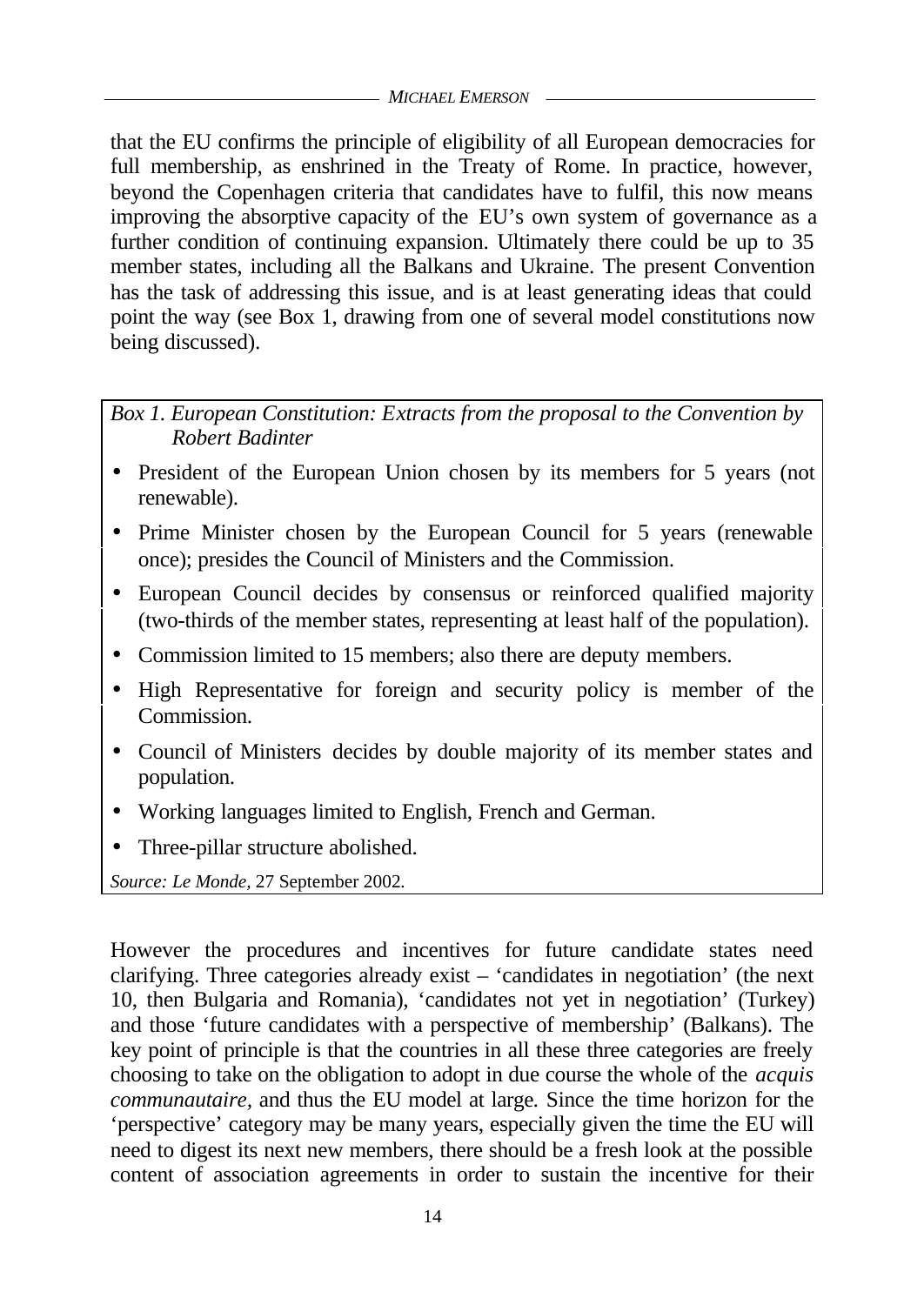that the EU confirms the principle of eligibility of all European democracies for full membership, as enshrined in the Treaty of Rome. In practice, however, beyond the Copenhagen criteria that candidates have to fulfil, this now means improving the absorptive capacity of the EU's own system of governance as a further condition of continuing expansion. Ultimately there could be up to 35 member states, including all the Balkans and Ukraine. The present Convention has the task of addressing this issue, and is at least generating ideas that could point the way (see Box 1, drawing from one of several model constitutions now being discussed).

*Box 1. European Constitution: Extracts from the proposal to the Convention by Robert Badinter*

- President of the European Union chosen by its members for 5 years (not renewable).
- Prime Minister chosen by the European Council for 5 years (renewable once); presides the Council of Ministers and the Commission.
- European Council decides by consensus or reinforced qualified majority (two-thirds of the member states, representing at least half of the population).
- Commission limited to 15 members; also there are deputy members.
- High Representative for foreign and security policy is member of the Commission.
- Council of Ministers decides by double majority of its member states and population.
- Working languages limited to English, French and German.
- Three-pillar structure abolished.

*Source: Le Monde*, 27 September 2002.

However the procedures and incentives for future candidate states need clarifying. Three categories already exist – 'candidates in negotiation' (the next 10, then Bulgaria and Romania), 'candidates not yet in negotiation' (Turkey) and those 'future candidates with a perspective of membership' (Balkans). The key point of principle is that the countries in all these three categories are freely choosing to take on the obligation to adopt in due course the whole of the *acquis communautaire*, and thus the EU model at large. Since the time horizon for the 'perspective' category may be many years, especially given the time the EU will need to digest its next new members, there should be a fresh look at the possible content of association agreements in order to sustain the incentive for their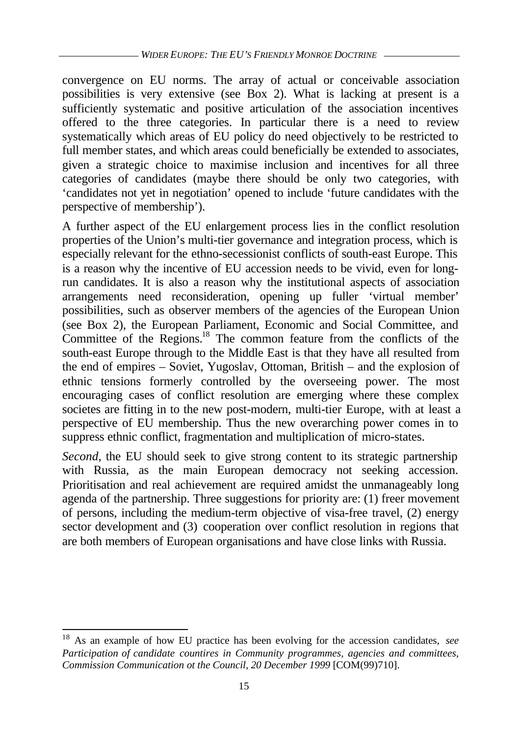convergence on EU norms. The array of actual or conceivable association possibilities is very extensive (see Box 2). What is lacking at present is a sufficiently systematic and positive articulation of the association incentives offered to the three categories. In particular there is a need to review systematically which areas of EU policy do need objectively to be restricted to full member states, and which areas could beneficially be extended to associates, given a strategic choice to maximise inclusion and incentives for all three categories of candidates (maybe there should be only two categories, with 'candidates not yet in negotiation' opened to include 'future candidates with the perspective of membership').

A further aspect of the EU enlargement process lies in the conflict resolution properties of the Union's multi-tier governance and integration process, which is especially relevant for the ethno-secessionist conflicts of south-east Europe. This is a reason why the incentive of EU accession needs to be vivid, even for long-run candidates. It is also a reason why the institutional aspects of association arrangements need reconsideration, opening up fuller 'virtual member' possibilities, such as observer members of the agencies of the European Union (see Box 2), the European Parliament, Economic and Social Committee, and Committee of the Regions.[18] The common feature from the conflicts of the south-east Europe through to the Middle East is that they have all resulted from the end of empires – Soviet, Yugoslav, Ottoman, British – and the explosion of ethnic tensions formerly controlled by the overseeing power. The most encouraging cases of conflict resolution are emerging where these complex societes are fitting in to the new post-modern, multi-tier Europe, with at least a perspective of EU membership. Thus the new overarching power comes in to suppress ethnic conflict, fragmentation and multiplication of micro-states.

*Second*, the EU should seek to give strong content to its strategic partnership with Russia, as the main European democracy not seeking accession. Prioritisation and real achievement are required amidst the unmanageably long agenda of the partnership. Three suggestions for priority are: (1) freer movement of persons, including the medium-term objective of visa-free travel, (2) energy sector development and (3) cooperation over conflict resolution in regions that are both members of European organisations and have close links with Russia.

---

[18] As an example of how EU practice has been evolving for the accession candidates, *see Participation of candidate countires in Community programmes, agencies and committees, Commission Communication ot the Council, 20 December 1999* [COM(99)710].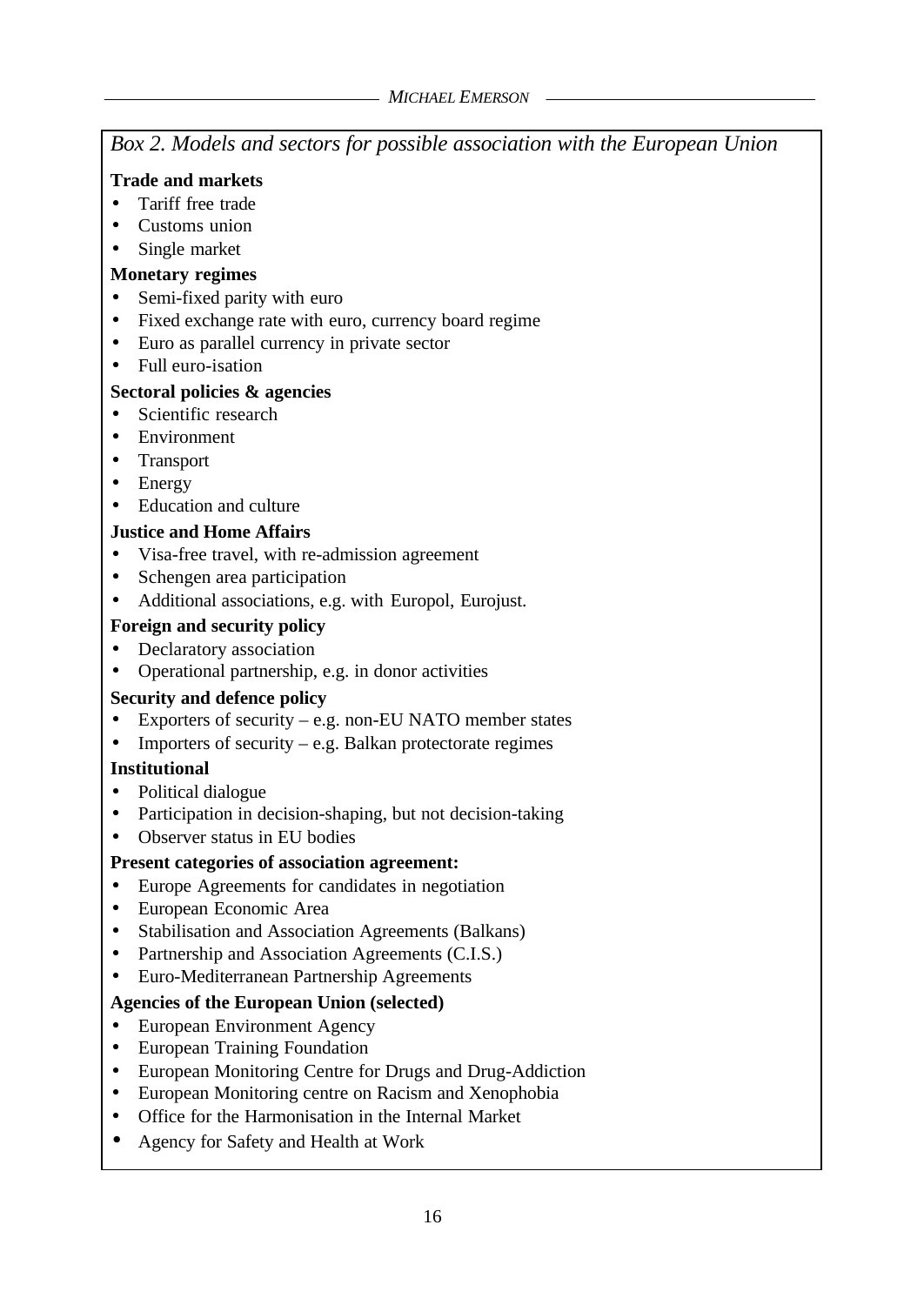*Box 2. Models and sectors for possible association with the European Union*

**Trade and markets**
- Tariff free trade
- Customs union
- Single market

**Monetary regimes**
- Semi-fixed parity with euro
- Fixed exchange rate with euro, currency board regime
- Euro as parallel currency in private sector
- Full euro-isation

**Sectoral policies & agencies**
- Scientific research
- Environment
- Transport
- Energy
- Education and culture

**Justice and Home Affairs**
- Visa-free travel, with re-admission agreement
- Schengen area participation
- Additional associations, e.g. with Europol, Eurojust.

**Foreign and security policy**
- Declaratory association
- Operational partnership, e.g. in donor activities

**Security and defence policy**
- Exporters of security – e.g. non-EU NATO member states
- Importers of security – e.g. Balkan protectorate regimes

**Institutional**
- Political dialogue
- Participation in decision-shaping, but not decision-taking
- Observer status in EU bodies

**Present categories of association agreement:**
- Europe Agreements for candidates in negotiation
- European Economic Area
- Stabilisation and Association Agreements (Balkans)
- Partnership and Association Agreements (C.I.S.)
- Euro-Mediterranean Partnership Agreements

**Agencies of the European Union (selected)**
- European Environment Agency
- European Training Foundation
- European Monitoring Centre for Drugs and Drug-Addiction
- European Monitoring centre on Racism and Xenophobia
- Office for the Harmonisation in the Internal Market
- Agency for Safety and Health at Work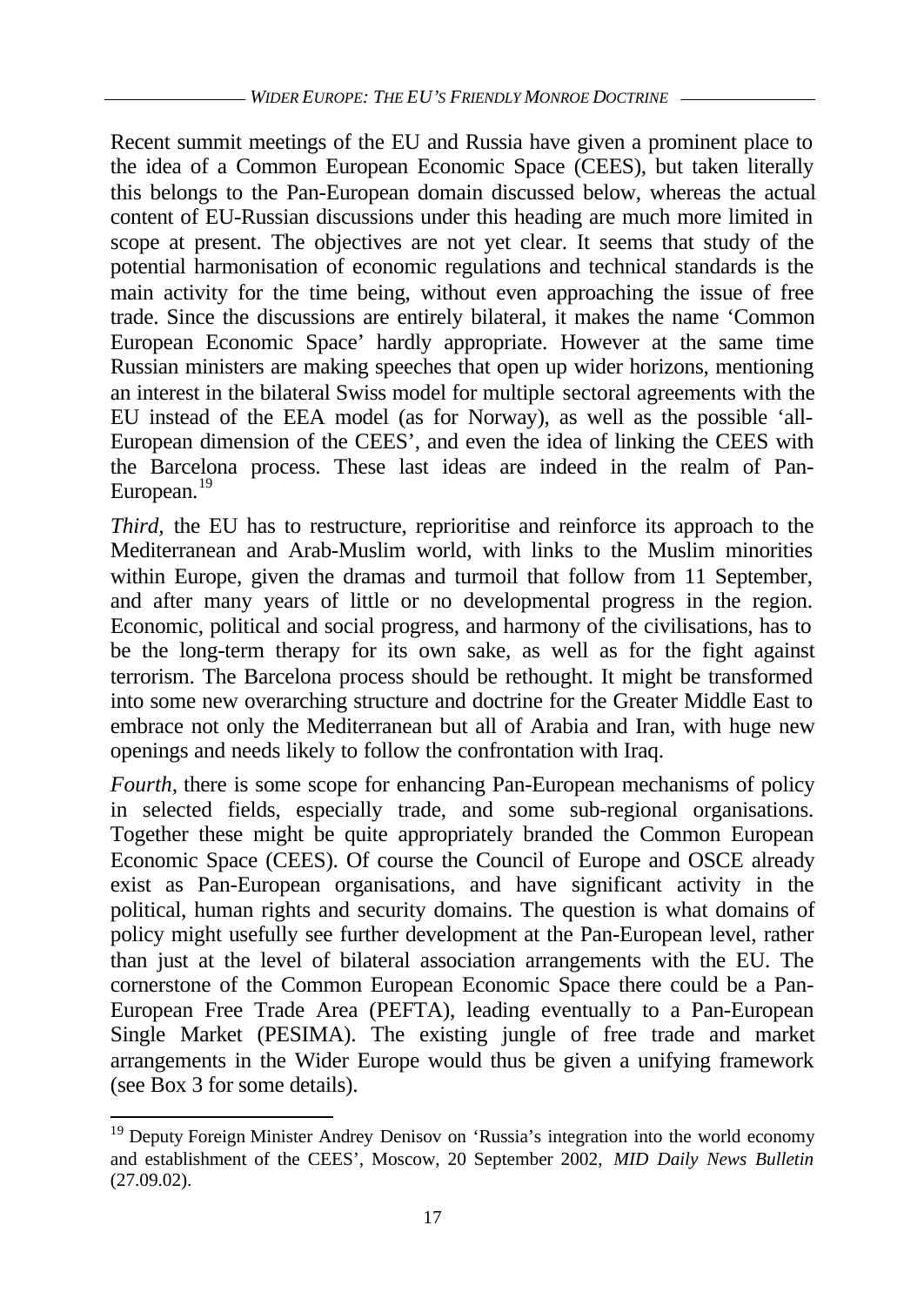Recent summit meetings of the EU and Russia have given a prominent place to the idea of a Common European Economic Space (CEES), but taken literally this belongs to the Pan-European domain discussed below, whereas the actual content of EU-Russian discussions under this heading are much more limited in scope at present. The objectives are not yet clear. It seems that study of the potential harmonisation of economic regulations and technical standards is the main activity for the time being, without even approaching the issue of free trade. Since the discussions are entirely bilateral, it makes the name 'Common European Economic Space' hardly appropriate. However at the same time Russian ministers are making speeches that open up wider horizons, mentioning an interest in the bilateral Swiss model for multiple sectoral agreements with the EU instead of the EEA model (as for Norway), as well as the possible 'all-European dimension of the CEES', and even the idea of linking the CEES with the Barcelona process. These last ideas are indeed in the realm of Pan-European.[19]

*Third*, the EU has to restructure, reprioritise and reinforce its approach to the Mediterranean and Arab-Muslim world, with links to the Muslim minorities within Europe, given the dramas and turmoil that follow from 11 September, and after many years of little or no developmental progress in the region. Economic, political and social progress, and harmony of the civilisations, has to be the long-term therapy for its own sake, as well as for the fight against terrorism. The Barcelona process should be rethought. It might be transformed into some new overarching structure and doctrine for the Greater Middle East to embrace not only the Mediterranean but all of Arabia and Iran, with huge new openings and needs likely to follow the confrontation with Iraq.

*Fourth*, there is some scope for enhancing Pan-European mechanisms of policy in selected fields, especially trade, and some sub-regional organisations. Together these might be quite appropriately branded the Common European Economic Space (CEES). Of course the Council of Europe and OSCE already exist as Pan-European organisations, and have significant activity in the political, human rights and security domains. The question is what domains of policy might usefully see further development at the Pan-European level, rather than just at the level of bilateral association arrangements with the EU. The cornerstone of the Common European Economic Space there could be a Pan-European Free Trade Area (PEFTA), leading eventually to a Pan-European Single Market (PESIMA). The existing jungle of free trade and market arrangements in the Wider Europe would thus be given a unifying framework (see Box 3 for some details).

[19] Deputy Foreign Minister Andrey Denisov on 'Russia's integration into the world economy and establishment of the CEES', Moscow, 20 September 2002, *MID Daily News Bulletin* (27.09.02).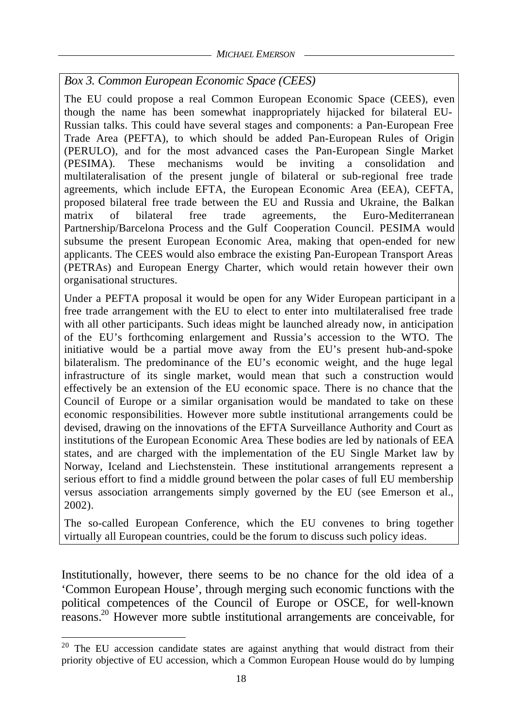*Box 3. Common European Economic Space (CEES)*

The EU could propose a real Common European Economic Space (CEES), even though the name has been somewhat inappropriately hijacked for bilateral EU-Russian talks. This could have several stages and components: a Pan-European Free Trade Area (PEFTA), to which should be added Pan-European Rules of Origin (PERULO), and for the most advanced cases the Pan-European Single Market (PESIMA). These mechanisms would be inviting a consolidation and multilateralisation of the present jungle of bilateral or sub-regional free trade agreements, which include EFTA, the European Economic Area (EEA), CEFTA, proposed bilateral free trade between the EU and Russia and Ukraine, the Balkan matrix of bilateral free trade agreements, the Euro-Mediterranean Partnership/Barcelona Process and the Gulf Cooperation Council. PESIMA would subsume the present European Economic Area, making that open-ended for new applicants. The CEES would also embrace the existing Pan-European Transport Areas (PETRAs) and European Energy Charter, which would retain however their own organisational structures.

Under a PEFTA proposal it would be open for any Wider European participant in a free trade arrangement with the EU to elect to enter into multilateralised free trade with all other participants. Such ideas might be launched already now, in anticipation of the EU's forthcoming enlargement and Russia's accession to the WTO. The initiative would be a partial move away from the EU's present hub-and-spoke bilateralism. The predominance of the EU's economic weight, and the huge legal infrastructure of its single market, would mean that such a construction would effectively be an extension of the EU economic space. There is no chance that the Council of Europe or a similar organisation would be mandated to take on these economic responsibilities. However more subtle institutional arrangements could be devised, drawing on the innovations of the EFTA Surveillance Authority and Court as institutions of the European Economic Area. These bodies are led by nationals of EEA states, and are charged with the implementation of the EU Single Market law by Norway, Iceland and Liechstenstein. These institutional arrangements represent a serious effort to find a middle ground between the polar cases of full EU membership versus association arrangements simply governed by the EU (see Emerson et al., 2002).

The so-called European Conference, which the EU convenes to bring together virtually all European countries, could be the forum to discuss such policy ideas.

Institutionally, however, there seems to be no chance for the old idea of a 'Common European House', through merging such economic functions with the political competences of the Council of Europe or OSCE, for well-known reasons.[20] However more subtle institutional arrangements are conceivable, for

[20] The EU accession candidate states are against anything that would distract from their priority objective of EU accession, which a Common European House would do by lumping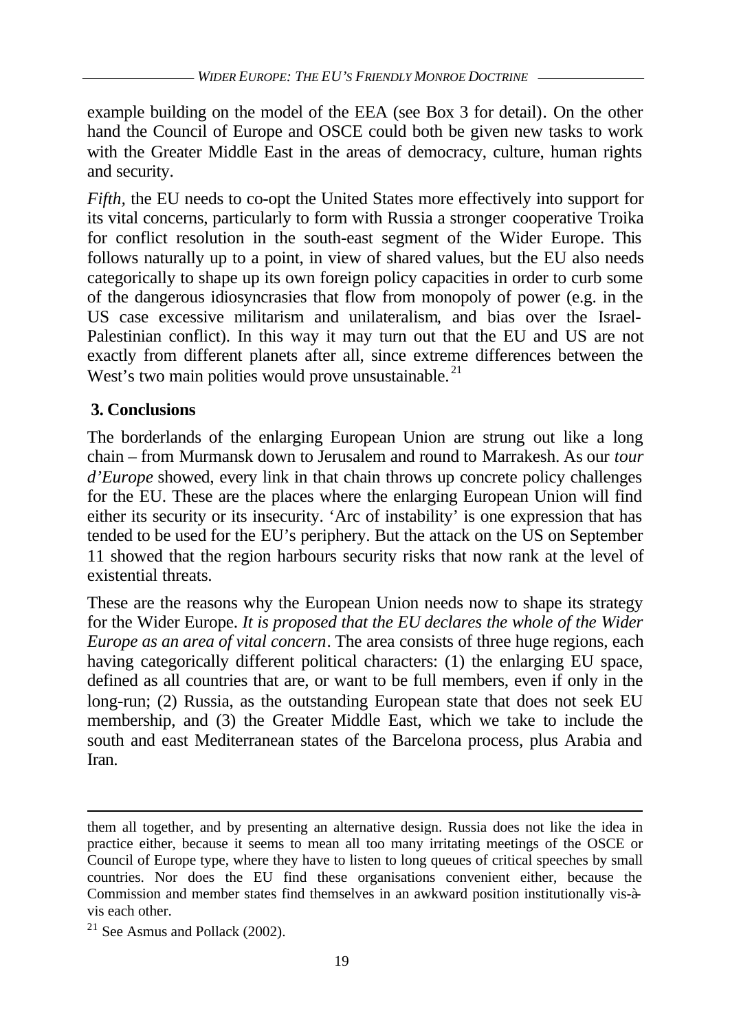example building on the model of the EEA (see Box 3 for detail). On the other hand the Council of Europe and OSCE could both be given new tasks to work with the Greater Middle East in the areas of democracy, culture, human rights and security.

*Fifth,* the EU needs to co-opt the United States more effectively into support for its vital concerns, particularly to form with Russia a stronger cooperative Troika for conflict resolution in the south-east segment of the Wider Europe. This follows naturally up to a point, in view of shared values, but the EU also needs categorically to shape up its own foreign policy capacities in order to curb some of the dangerous idiosyncrasies that flow from monopoly of power (e.g. in the US case excessive militarism and unilateralism, and bias over the Israel-Palestinian conflict). In this way it may turn out that the EU and US are not exactly from different planets after all, since extreme differences between the West's two main polities would prove unsustainable.[21]

## 3. Conclusions

The borderlands of the enlarging European Union are strung out like a long chain – from Murmansk down to Jerusalem and round to Marrakesh. As our *tour d'Europe* showed, every link in that chain throws up concrete policy challenges for the EU. These are the places where the enlarging European Union will find either its security or its insecurity. 'Arc of instability' is one expression that has tended to be used for the EU's periphery. But the attack on the US on September 11 showed that the region harbours security risks that now rank at the level of existential threats.

These are the reasons why the European Union needs now to shape its strategy for the Wider Europe. *It is proposed that the EU declares the whole of the Wider Europe as an area of vital concern*. The area consists of three huge regions, each having categorically different political characters: (1) the enlarging EU space, defined as all countries that are, or want to be full members, even if only in the long-run; (2) Russia, as the outstanding European state that does not seek EU membership, and (3) the Greater Middle East, which we take to include the south and east Mediterranean states of the Barcelona process, plus Arabia and Iran.

---

them all together, and by presenting an alternative design. Russia does not like the idea in practice either, because it seems to mean all too many irritating meetings of the OSCE or Council of Europe type, where they have to listen to long queues of critical speeches by small countries. Nor does the EU find these organisations convenient either, because the Commission and member states find themselves in an awkward position institutionally vis-à-vis each other.

[21] See Asmus and Pollack (2002).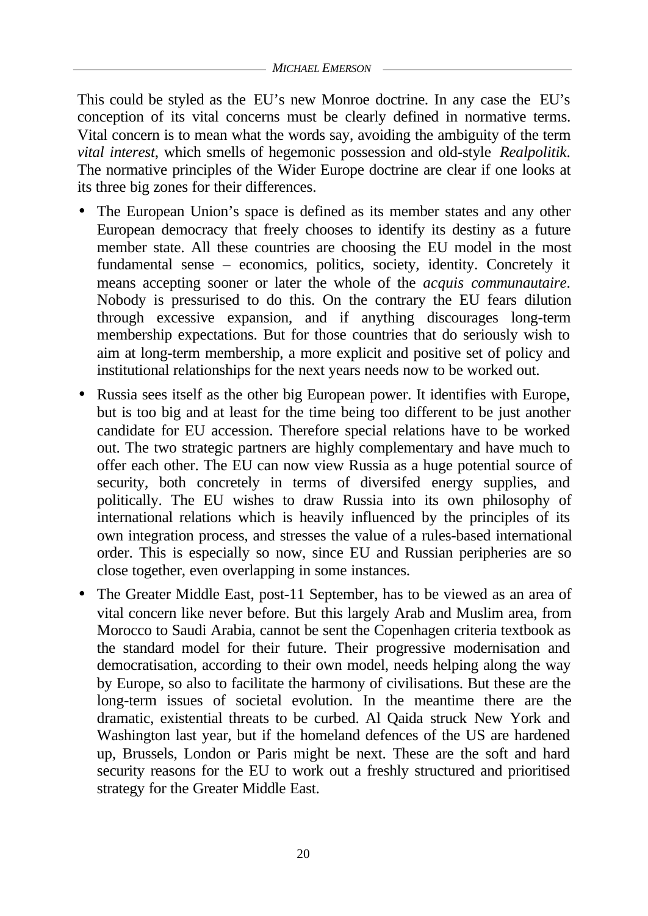This could be styled as the EU’s new Monroe doctrine. In any case the EU’s conception of its vital concerns must be clearly defined in normative terms. Vital concern is to mean what the words say, avoiding the ambiguity of the term *vital interest*, which smells of hegemonic possession and old-style *Realpolitik*. The normative principles of the Wider Europe doctrine are clear if one looks at its three big zones for their differences.

- The European Union’s space is defined as its member states and any other European democracy that freely chooses to identify its destiny as a future member state. All these countries are choosing the EU model in the most fundamental sense – economics, politics, society, identity. Concretely it means accepting sooner or later the whole of the *acquis communautaire*. Nobody is pressurised to do this. On the contrary the EU fears dilution through excessive expansion, and if anything discourages long-term membership expectations. But for those countries that do seriously wish to aim at long-term membership, a more explicit and positive set of policy and institutional relationships for the next years needs now to be worked out.
- Russia sees itself as the other big European power. It identifies with Europe, but is too big and at least for the time being too different to be just another candidate for EU accession. Therefore special relations have to be worked out. The two strategic partners are highly complementary and have much to offer each other. The EU can now view Russia as a huge potential source of security, both concretely in terms of diversifed energy supplies, and politically. The EU wishes to draw Russia into its own philosophy of international relations which is heavily influenced by the principles of its own integration process, and stresses the value of a rules-based international order. This is especially so now, since EU and Russian peripheries are so close together, even overlapping in some instances.
- The Greater Middle East, post-11 September, has to be viewed as an area of vital concern like never before. But this largely Arab and Muslim area, from Morocco to Saudi Arabia, cannot be sent the Copenhagen criteria textbook as the standard model for their future. Their progressive modernisation and democratisation, according to their own model, needs helping along the way by Europe, so also to facilitate the harmony of civilisations. But these are the long-term issues of societal evolution. In the meantime there are the dramatic, existential threats to be curbed. Al Qaida struck New York and Washington last year, but if the homeland defences of the US are hardened up, Brussels, London or Paris might be next. These are the soft and hard security reasons for the EU to work out a freshly structured and prioritised strategy for the Greater Middle East.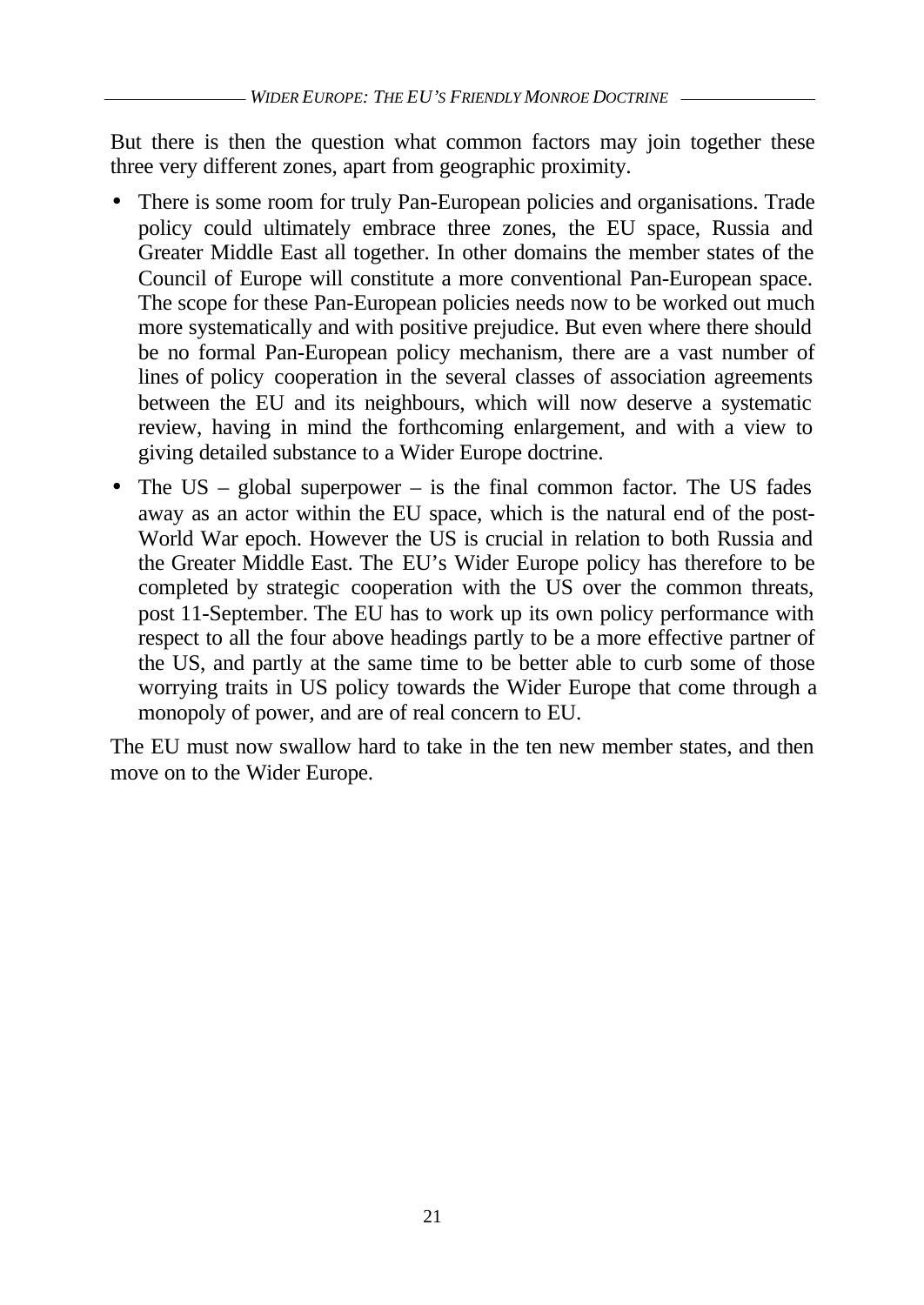But there is then the question what common factors may join together these three very different zones, apart from geographic proximity.

- There is some room for truly Pan-European policies and organisations. Trade policy could ultimately embrace three zones, the EU space, Russia and Greater Middle East all together. In other domains the member states of the Council of Europe will constitute a more conventional Pan-European space. The scope for these Pan-European policies needs now to be worked out much more systematically and with positive prejudice. But even where there should be no formal Pan-European policy mechanism, there are a vast number of lines of policy cooperation in the several classes of association agreements between the EU and its neighbours, which will now deserve a systematic review, having in mind the forthcoming enlargement, and with a view to giving detailed substance to a Wider Europe doctrine.
- The US – global superpower – is the final common factor. The US fades away as an actor within the EU space, which is the natural end of the post-World War epoch. However the US is crucial in relation to both Russia and the Greater Middle East. The EU's Wider Europe policy has therefore to be completed by strategic cooperation with the US over the common threats, post 11-September. The EU has to work up its own policy performance with respect to all the four above headings partly to be a more effective partner of the US, and partly at the same time to be better able to curb some of those worrying traits in US policy towards the Wider Europe that come through a monopoly of power, and are of real concern to EU.

The EU must now swallow hard to take in the ten new member states, and then move on to the Wider Europe.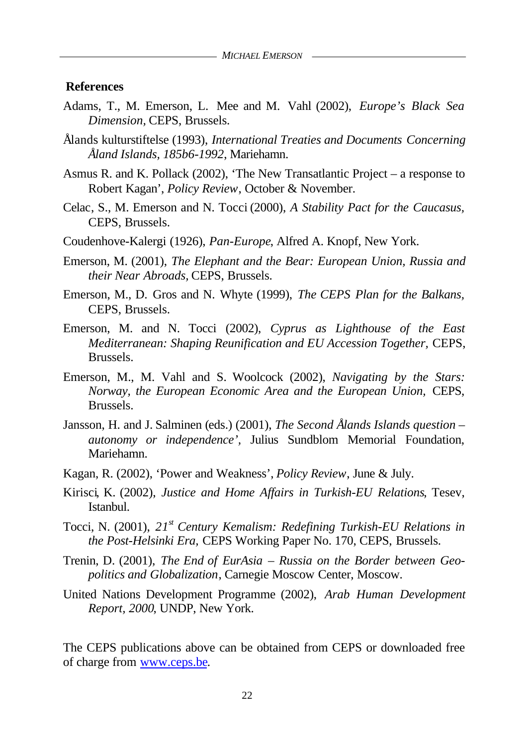**References**

Adams, T., M. Emerson, L. Mee and M. Vahl (2002), *Europe's Black Sea Dimension*, CEPS, Brussels.

Ålands kulturstiftelse (1993), *International Treaties and Documents Concerning Åland Islands, 185b6-1992*, Mariehamn.

Asmus R. and K. Pollack (2002), 'The New Transatlantic Project – a response to Robert Kagan', *Policy Review*, October & November.

Celac, S., M. Emerson and N. Tocci (2000), *A Stability Pact for the Caucasus*, CEPS, Brussels.

Coudenhove-Kalergi (1926), *Pan-Europe*, Alfred A. Knopf, New York.

Emerson, M. (2001), *The Elephant and the Bear: European Union, Russia and their Near Abroads*, CEPS, Brussels.

Emerson, M., D. Gros and N. Whyte (1999), *The CEPS Plan for the Balkans*, CEPS, Brussels.

Emerson, M. and N. Tocci (2002), *Cyprus as Lighthouse of the East Mediterranean: Shaping Reunification and EU Accession Together*, CEPS, Brussels.

Emerson, M., M. Vahl and S. Woolcock (2002), *Navigating by the Stars: Norway, the European Economic Area and the European Union*, CEPS, Brussels.

Jansson, H. and J. Salminen (eds.) (2001), *The Second Ålands Islands question – autonomy or independence'*, Julius Sundblom Memorial Foundation, Mariehamn.

Kagan, R. (2002), 'Power and Weakness', *Policy Review*, June & July.

Kirisci, K. (2002), *Justice and Home Affairs in Turkish-EU Relations*, Tesev, Istanbul.

Tocci, N. (2001), *21st Century Kemalism: Redefining Turkish-EU Relations in the Post-Helsinki Era*, CEPS Working Paper No. 170, CEPS, Brussels.

Trenin, D. (2001), *The End of EurAsia – Russia on the Border between Geo-politics and Globalization*, Carnegie Moscow Center, Moscow.

United Nations Development Programme (2002), *Arab Human Development Report, 2000*, UNDP, New York.

The CEPS publications above can be obtained from CEPS or downloaded free of charge from www.ceps.be.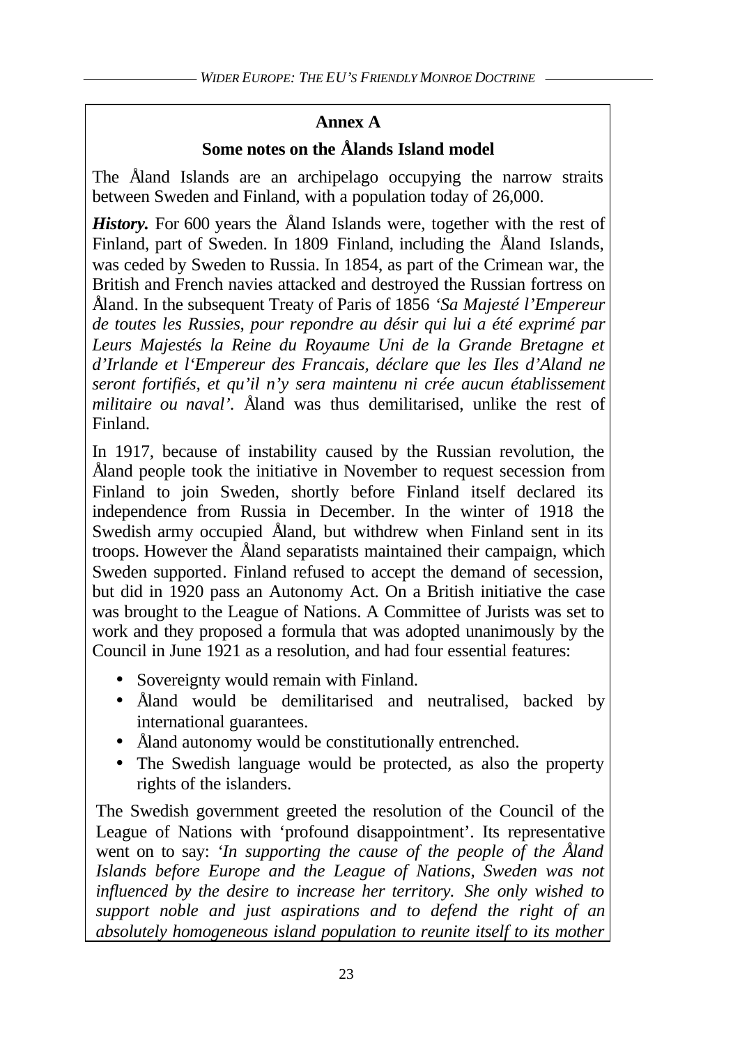## Annex A

### Some notes on the Ålands Island model

The Åland Islands are an archipelago occupying the narrow straits between Sweden and Finland, with a population today of 26,000.

***History.*** For 600 years the Åland Islands were, together with the rest of Finland, part of Sweden. In 1809 Finland, including the Åland Islands, was ceded by Sweden to Russia. In 1854, as part of the Crimean war, the British and French navies attacked and destroyed the Russian fortress on Åland. In the subsequent Treaty of Paris of 1856 *'Sa Majesté l'Empereur de toutes les Russies, pour repondre au désir qui lui a été exprimé par Leurs Majestés la Reine du Royaume Uni de la Grande Bretagne et d'Irlande et l'Empereur des Francais, déclare que les Iles d'Aland ne seront fortifiés, et qu'il n'y sera maintenu ni crée aucun établissement militaire ou naval'.* Åland was thus demilitarised, unlike the rest of Finland.

In 1917, because of instability caused by the Russian revolution, the Åland people took the initiative in November to request secession from Finland to join Sweden, shortly before Finland itself declared its independence from Russia in December. In the winter of 1918 the Swedish army occupied Åland, but withdrew when Finland sent in its troops. However the Åland separatists maintained their campaign, which Sweden supported. Finland refused to accept the demand of secession, but did in 1920 pass an Autonomy Act. On a British initiative the case was brought to the League of Nations. A Committee of Jurists was set to work and they proposed a formula that was adopted unanimously by the Council in June 1921 as a resolution, and had four essential features:

- Sovereignty would remain with Finland.
- Åland would be demilitarised and neutralised, backed by international guarantees.
- Åland autonomy would be constitutionally entrenched.
- The Swedish language would be protected, as also the property rights of the islanders.

The Swedish government greeted the resolution of the Council of the League of Nations with 'profound disappointment'. Its representative went on to say: *'In supporting the cause of the people of the Åland Islands before Europe and the League of Nations, Sweden was not influenced by the desire to increase her territory. She only wished to support noble and just aspirations and to defend the right of an absolutely homogeneous island population to reunite itself to its mother*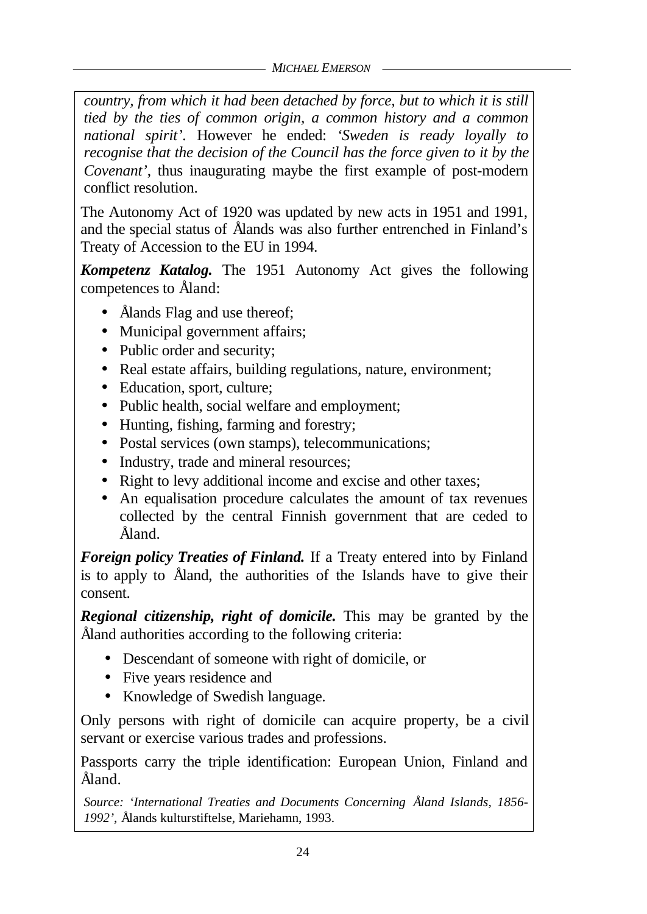*country, from which it had been detached by force, but to which it is still tied by the ties of common origin, a common history and a common national spirit'*. However he ended: *'Sweden is ready loyally to recognise that the decision of the Council has the force given to it by the Covenant'*, thus inaugurating maybe the first example of post-modern conflict resolution.

The Autonomy Act of 1920 was updated by new acts in 1951 and 1991, and the special status of Ålands was also further entrenched in Finland's Treaty of Accession to the EU in 1994.

***Kompetenz Katalog.*** The 1951 Autonomy Act gives the following competences to Åland:

- Ålands Flag and use thereof;
- Municipal government affairs;
- Public order and security;
- Real estate affairs, building regulations, nature, environment;
- Education, sport, culture;
- Public health, social welfare and employment;
- Hunting, fishing, farming and forestry;
- Postal services (own stamps), telecommunications;
- Industry, trade and mineral resources;
- Right to levy additional income and excise and other taxes;
- An equalisation procedure calculates the amount of tax revenues collected by the central Finnish government that are ceded to Åland.

***Foreign policy Treaties of Finland.*** If a Treaty entered into by Finland is to apply to Åland, the authorities of the Islands have to give their consent.

***Regional citizenship, right of domicile.*** This may be granted by the Åland authorities according to the following criteria:

- Descendant of someone with right of domicile, or
- Five years residence and
- Knowledge of Swedish language.

Only persons with right of domicile can acquire property, be a civil servant or exercise various trades and professions.

Passports carry the triple identification: European Union, Finland and Åland.

*Source: 'International Treaties and Documents Concerning Åland Islands, 1856-1992'*, Ålands kulturstiftelse, Mariehamn, 1993.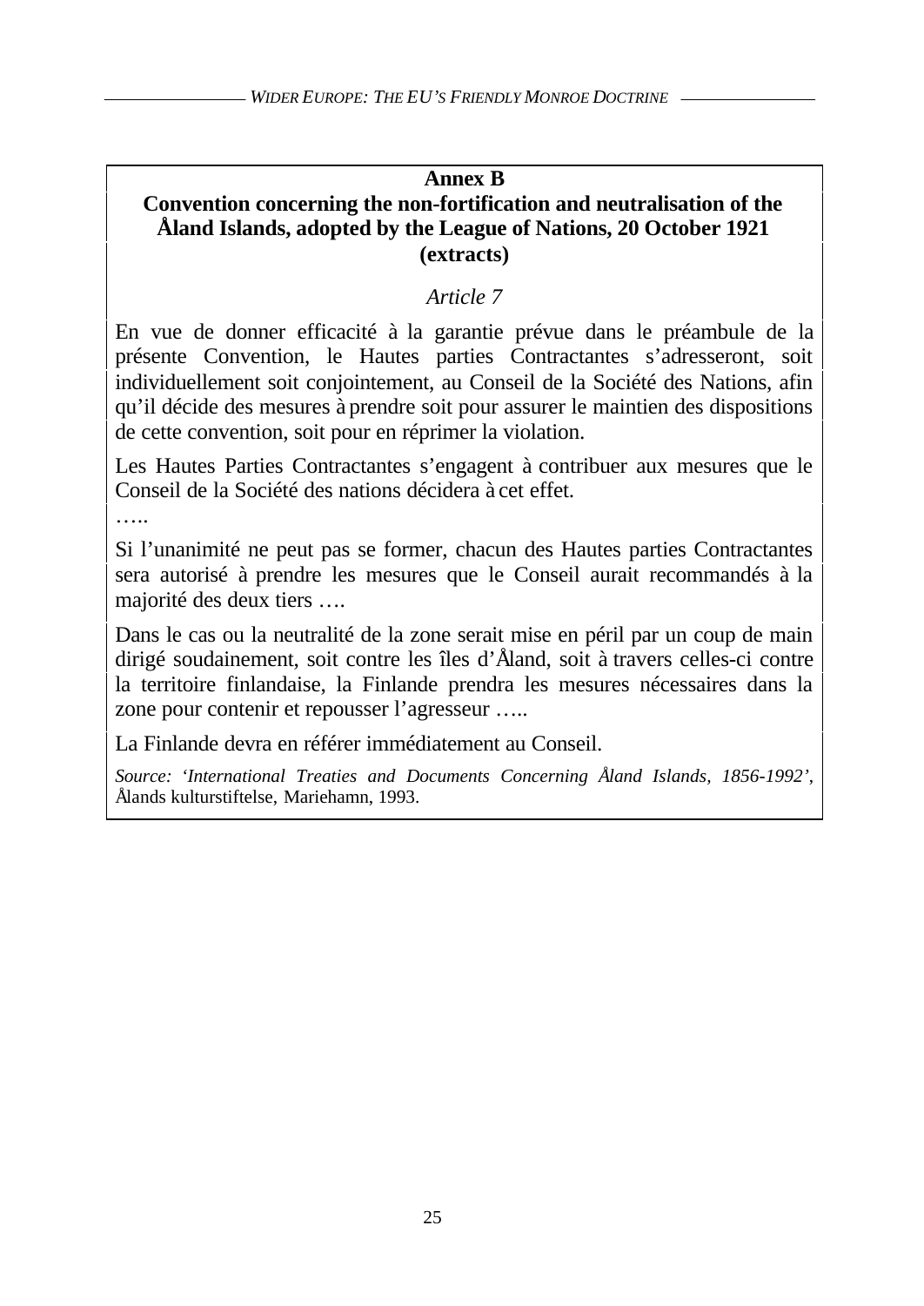## Annex B

## Convention concerning the non-fortification and neutralisation of the Åland Islands, adopted by the League of Nations, 20 October 1921 (extracts)

*Article 7*

En vue de donner efficacité à la garantie prévue dans le préambule de la présente Convention, le Hautes parties Contractantes s'adresseront, soit individuellement soit conjointement, au Conseil de la Société des Nations, afin qu'il décide des mesures à prendre soit pour assurer le maintien des dispositions de cette convention, soit pour en réprimer la violation.

Les Hautes Parties Contractantes s'engagent à contribuer aux mesures que le Conseil de la Société des nations décidera à cet effet.

…..

Si l'unanimité ne peut pas se former, chacun des Hautes parties Contractantes sera autorisé à prendre les mesures que le Conseil aurait recommandés à la majorité des deux tiers ….

Dans le cas ou la neutralité de la zone serait mise en péril par un coup de main dirigé soudainement, soit contre les îles d'Åland, soit à travers celles-ci contre la territoire finlandaise, la Finlande prendra les mesures nécessaires dans la zone pour contenir et repousser l'agresseur …..

La Finlande devra en référer immédiatement au Conseil.

*Source: 'International Treaties and Documents Concerning Åland Islands, 1856-1992'*, Ålands kulturstiftelse, Mariehamn, 1993.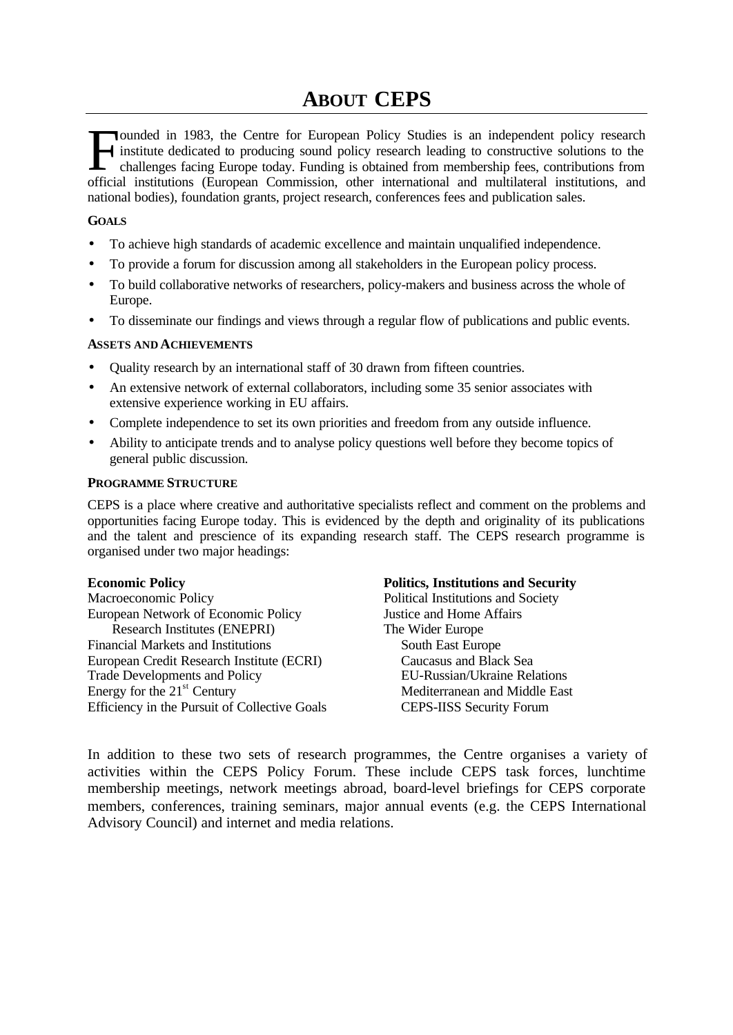# ABOUT CEPS

Founded in 1983, the Centre for European Policy Studies is an independent policy research institute dedicated to producing sound policy research leading to constructive solutions to the challenges facing Europe today. Funding is obtained from membership fees, contributions from official institutions (European Commission, other international and multilateral institutions, and national bodies), foundation grants, project research, conferences fees and publication sales.

**GOALS**

- To achieve high standards of academic excellence and maintain unqualified independence.
- To provide a forum for discussion among all stakeholders in the European policy process.
- To build collaborative networks of researchers, policy-makers and business across the whole of Europe.
- To disseminate our findings and views through a regular flow of publications and public events.

**ASSETS AND ACHIEVEMENTS**

- Quality research by an international staff of 30 drawn from fifteen countries.
- An extensive network of external collaborators, including some 35 senior associates with extensive experience working in EU affairs.
- Complete independence to set its own priorities and freedom from any outside influence.
- Ability to anticipate trends and to analyse policy questions well before they become topics of general public discussion.

**PROGRAMME STRUCTURE**

CEPS is a place where creative and authoritative specialists reflect and comment on the problems and opportunities facing Europe today. This is evidenced by the depth and originality of its publications and the talent and prescience of its expanding research staff. The CEPS research programme is organised under two major headings:

**Economic Policy**
Macroeconomic Policy
European Network of Economic Policy Research Institutes (ENEPRI)
Financial Markets and Institutions
European Credit Research Institute (ECRI)
Trade Developments and Policy
Energy for the 21st Century
Efficiency in the Pursuit of Collective Goals

**Politics, Institutions and Security**
Political Institutions and Society
Justice and Home Affairs
The Wider Europe
- South East Europe
- Caucasus and Black Sea
- EU-Russian/Ukraine Relations
- Mediterranean and Middle East
- CEPS-IISS Security Forum

In addition to these two sets of research programmes, the Centre organises a variety of activities within the CEPS Policy Forum. These include CEPS task forces, lunchtime membership meetings, network meetings abroad, board-level briefings for CEPS corporate members, conferences, training seminars, major annual events (e.g. the CEPS International Advisory Council) and internet and media relations.